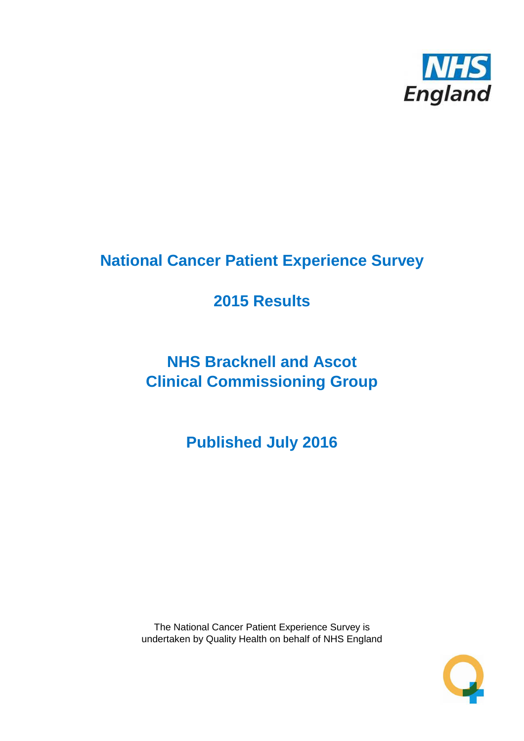# National Cancer Patient Experience Survey

## 2015 Results

## NHS Bracknell and Ascot Clinical Commissioning Group

## Published July 2016

The National Cancer Patient Experience Survey is undertaken by Quality Health on behalf of NHS England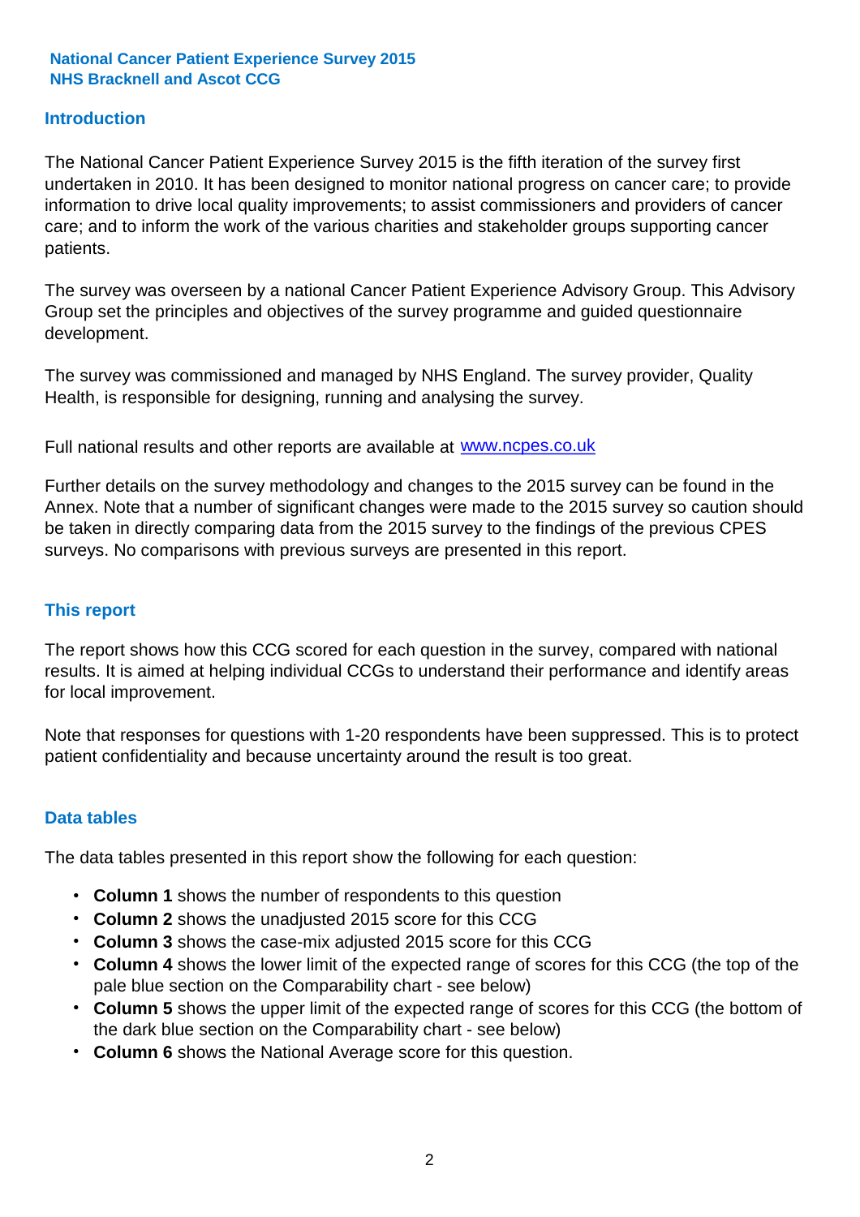**National Cancer Patient Experience Survey 2015**
**NHS Bracknell and Ascot CCG**

## Introduction

The National Cancer Patient Experience Survey 2015 is the fifth iteration of the survey first undertaken in 2010. It has been designed to monitor national progress on cancer care; to provide information to drive local quality improvements; to assist commissioners and providers of cancer care; and to inform the work of the various charities and stakeholder groups supporting cancer patients.

The survey was overseen by a national Cancer Patient Experience Advisory Group. This Advisory Group set the principles and objectives of the survey programme and guided questionnaire development.

The survey was commissioned and managed by NHS England. The survey provider, Quality Health, is responsible for designing, running and analysing the survey.

Full national results and other reports are available at www.ncpes.co.uk

Further details on the survey methodology and changes to the 2015 survey can be found in the Annex. Note that a number of significant changes were made to the 2015 survey so caution should be taken in directly comparing data from the 2015 survey to the findings of the previous CPES surveys. No comparisons with previous surveys are presented in this report.

## This report

The report shows how this CCG scored for each question in the survey, compared with national results. It is aimed at helping individual CCGs to understand their performance and identify areas for local improvement.

Note that responses for questions with 1-20 respondents have been suppressed. This is to protect patient confidentiality and because uncertainty around the result is too great.

## Data tables

The data tables presented in this report show the following for each question:

- **Column 1** shows the number of respondents to this question
- **Column 2** shows the unadjusted 2015 score for this CCG
- **Column 3** shows the case-mix adjusted 2015 score for this CCG
- **Column 4** shows the lower limit of the expected range of scores for this CCG (the top of the pale blue section on the Comparability chart - see below)
- **Column 5** shows the upper limit of the expected range of scores for this CCG (the bottom of the dark blue section on the Comparability chart - see below)
- **Column 6** shows the National Average score for this question.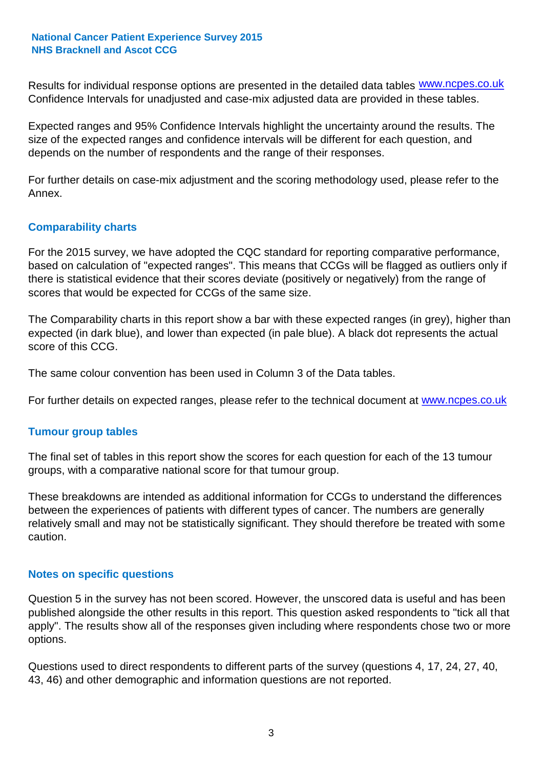Results for individual response options are presented in the detailed data tables www.ncpes.co.uk Confidence Intervals for unadjusted and case-mix adjusted data are provided in these tables.

Expected ranges and 95% Confidence Intervals highlight the uncertainty around the results. The size of the expected ranges and confidence intervals will be different for each question, and depends on the number of respondents and the range of their responses.

For further details on case-mix adjustment and the scoring methodology used, please refer to the Annex.

## Comparability charts

For the 2015 survey, we have adopted the CQC standard for reporting comparative performance, based on calculation of "expected ranges". This means that CCGs will be flagged as outliers only if there is statistical evidence that their scores deviate (positively or negatively) from the range of scores that would be expected for CCGs of the same size.

The Comparability charts in this report show a bar with these expected ranges (in grey), higher than expected (in dark blue), and lower than expected (in pale blue). A black dot represents the actual score of this CCG.

The same colour convention has been used in Column 3 of the Data tables.

For further details on expected ranges, please refer to the technical document at www.ncpes.co.uk

## Tumour group tables

The final set of tables in this report show the scores for each question for each of the 13 tumour groups, with a comparative national score for that tumour group.

These breakdowns are intended as additional information for CCGs to understand the differences between the experiences of patients with different types of cancer. The numbers are generally relatively small and may not be statistically significant. They should therefore be treated with some caution.

## Notes on specific questions

Question 5 in the survey has not been scored. However, the unscored data is useful and has been published alongside the other results in this report. This question asked respondents to "tick all that apply". The results show all of the responses given including where respondents chose two or more options.

Questions used to direct respondents to different parts of the survey (questions 4, 17, 24, 27, 40, 43, 46) and other demographic and information questions are not reported.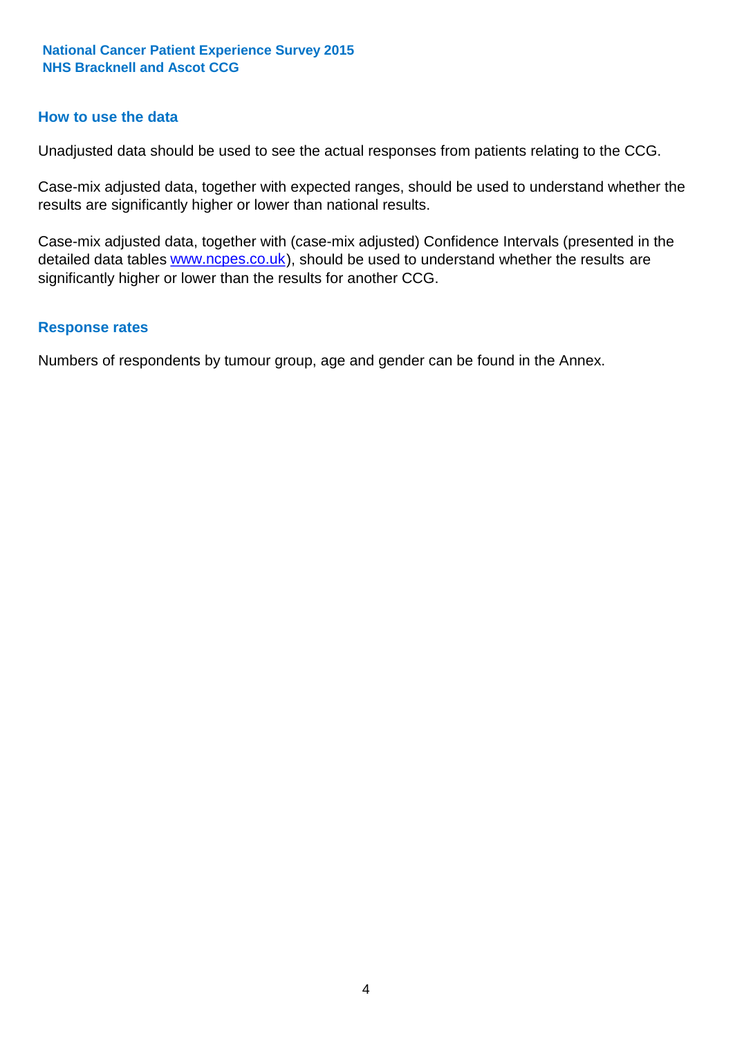## How to use the data

Unadjusted data should be used to see the actual responses from patients relating to the CCG.

Case-mix adjusted data, together with expected ranges, should be used to understand whether the results are significantly higher or lower than national results.

Case-mix adjusted data, together with (case-mix adjusted) Confidence Intervals (presented in the detailed data tables [www.ncpes.co.uk](http://www.ncpes.co.uk)), should be used to understand whether the results are significantly higher or lower than the results for another CCG.

## Response rates

Numbers of respondents by tumour group, age and gender can be found in the Annex.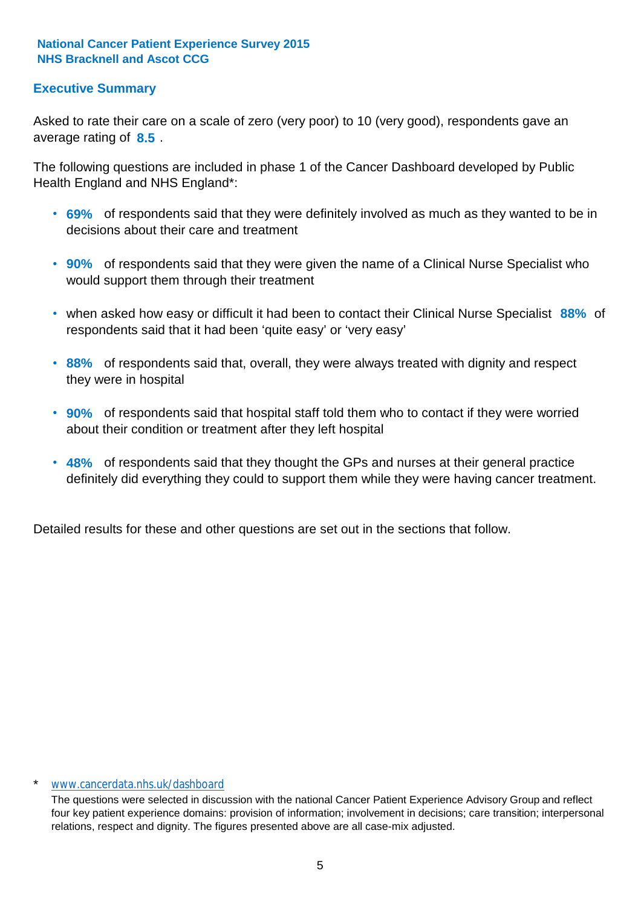National Cancer Patient Experience Survey 2015
NHS Bracknell and Ascot CCG

## Executive Summary

Asked to rate their care on a scale of zero (very poor) to 10 (very good), respondents gave an average rating of **8.5** .

The following questions are included in phase 1 of the Cancer Dashboard developed by Public Health England and NHS England*:

- **69%** of respondents said that they were definitely involved as much as they wanted to be in decisions about their care and treatment
- **90%** of respondents said that they were given the name of a Clinical Nurse Specialist who would support them through their treatment
- when asked how easy or difficult it had been to contact their Clinical Nurse Specialist **88%** of respondents said that it had been 'quite easy' or 'very easy'
- **88%** of respondents said that, overall, they were always treated with dignity and respect they were in hospital
- **90%** of respondents said that hospital staff told them who to contact if they were worried about their condition or treatment after they left hospital
- **48%** of respondents said that they thought the GPs and nurses at their general practice definitely did everything they could to support them while they were having cancer treatment.

Detailed results for these and other questions are set out in the sections that follow.

\* www.cancerdata.nhs.uk/dashboard

The questions were selected in discussion with the national Cancer Patient Experience Advisory Group and reflect four key patient experience domains: provision of information; involvement in decisions; care transition; interpersonal relations, respect and dignity. The figures presented above are all case-mix adjusted.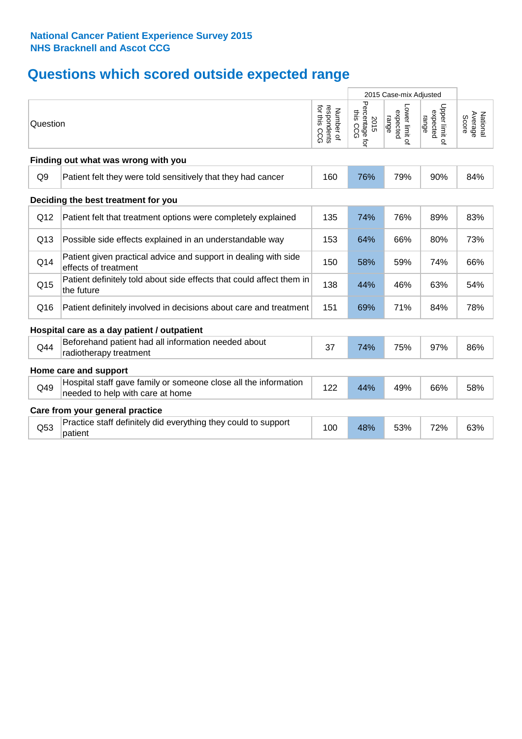**National Cancer Patient Experience Survey 2015**
**NHS Bracknell and Ascot CCG**

# Questions which scored outside expected range

| | Question | Number of respondents for this CCG | 2015 Case-mix Adjusted: 2015 Percentage for this CCG | 2015 Case-mix Adjusted: Lower limit of expected range | 2015 Case-mix Adjusted: Upper limit of expected range | National Average Score |
|---|---|---|---|---|---|---|
| **Finding out what was wrong with you** | | | | | | |
| Q9 | Patient felt they were told sensitively that they had cancer | 160 | 76% | 79% | 90% | 84% |
| **Deciding the best treatment for you** | | | | | | |
| Q12 | Patient felt that treatment options were completely explained | 135 | 74% | 76% | 89% | 83% |
| Q13 | Possible side effects explained in an understandable way | 153 | 64% | 66% | 80% | 73% |
| Q14 | Patient given practical advice and support in dealing with side effects of treatment | 150 | 58% | 59% | 74% | 66% |
| Q15 | Patient definitely told about side effects that could affect them in the future | 138 | 44% | 46% | 63% | 54% |
| Q16 | Patient definitely involved in decisions about care and treatment | 151 | 69% | 71% | 84% | 78% |
| **Hospital care as a day patient / outpatient** | | | | | | |
| Q44 | Beforehand patient had all information needed about radiotherapy treatment | 37 | 74% | 75% | 97% | 86% |
| **Home care and support** | | | | | | |
| Q49 | Hospital staff gave family or someone close all the information needed to help with care at home | 122 | 44% | 49% | 66% | 58% |
| **Care from your general practice** | | | | | | |
| Q53 | Practice staff definitely did everything they could to support patient | 100 | 48% | 53% | 72% | 63% |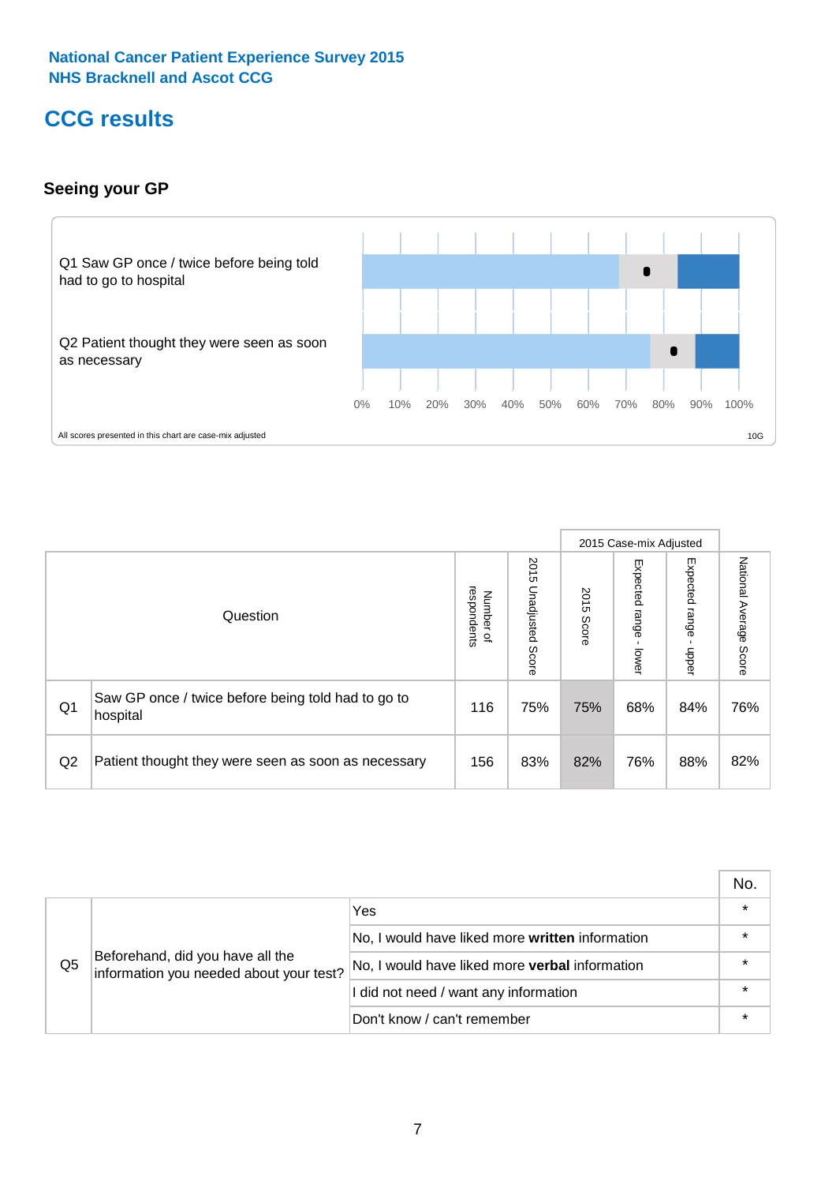National Cancer Patient Experience Survey 2015
NHS Bracknell and Ascot CCG

# CCG results

### Seeing your GP

Q1 Saw GP once / twice before being told had to go to hospital

Q2 Patient thought they were seen as soon as necessary

0% 10% 20% 30% 40% 50% 60% 70% 80% 90% 100%

All scores presented in this chart are case-mix adjusted

10G

| | Question | Number of respondents | 2015 Unadjusted Score | 2015 Case-mix Adjusted: 2015 Score | 2015 Case-mix Adjusted: Expected range - lower | 2015 Case-mix Adjusted: Expected range - upper | National Average Score |
|---|---|---|---|---|---|---|---|
| Q1 | Saw GP once / twice before being told had to go to hospital | 116 | 75% | 75% | 68% | 84% | 76% |
| Q2 | Patient thought they were seen as soon as necessary | 156 | 83% | 82% | 76% | 88% | 82% |

| | | | No. |
|---|---|---|---|
| Q5 | Beforehand, did you have all the information you needed about your test? | Yes | * |
| | | No, I would have liked more **written** information | * |
| | | No, I would have liked more **verbal** information | * |
| | | I did not need / want any information | * |
| | | Don't know / can't remember | * |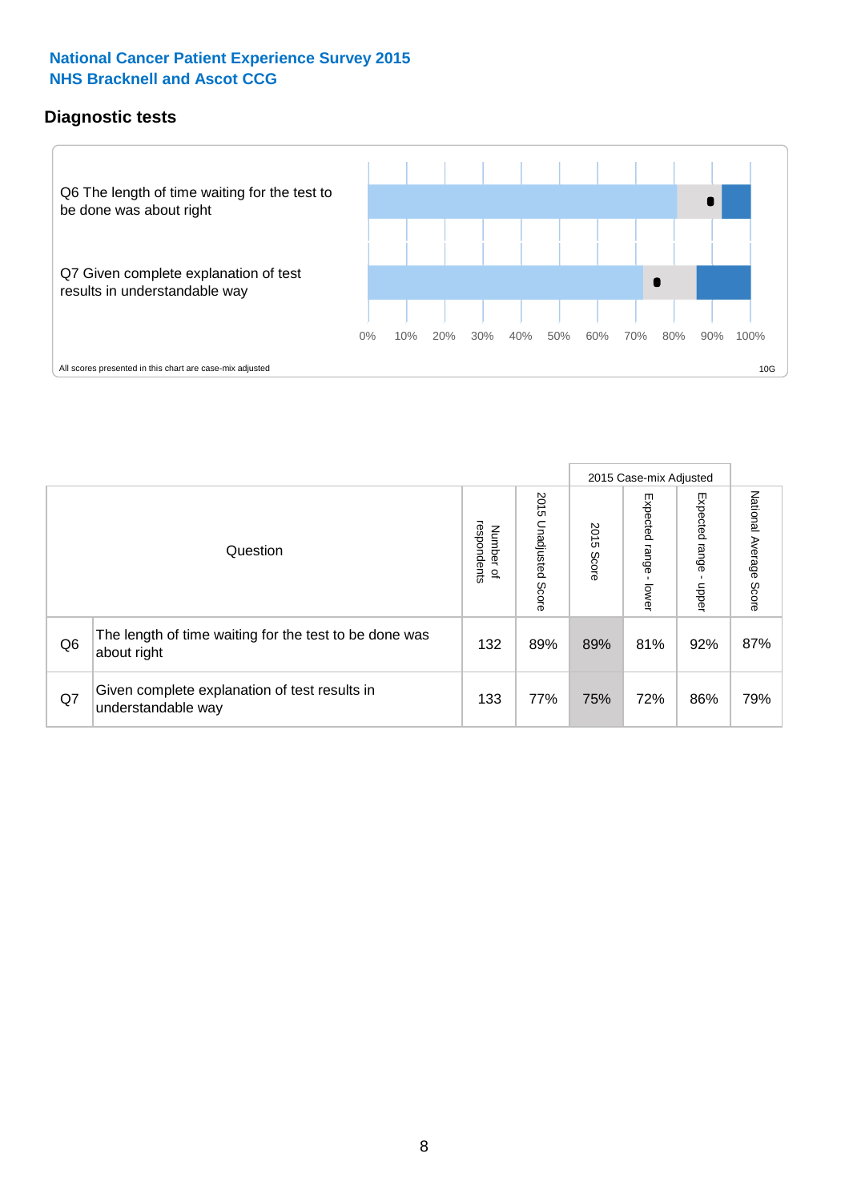**National Cancer Patient Experience Survey 2015**
**NHS Bracknell and Ascot CCG**

## Diagnostic tests

Q6 The length of time waiting for the test to be done was about right

Q7 Given complete explanation of test results in understandable way

0% 10% 20% 30% 40% 50% 60% 70% 80% 90% 100%

All scores presented in this chart are case-mix adjusted

10G

| | Question | Number of respondents | 2015 Unadjusted Score | 2015 Case-mix Adjusted: 2015 Score | 2015 Case-mix Adjusted: Expected range - lower | 2015 Case-mix Adjusted: Expected range - upper | National Average Score |
|---|---|---|---|---|---|---|---|
| Q6 | The length of time waiting for the test to be done was about right | 132 | 89% | 89% | 81% | 92% | 87% |
| Q7 | Given complete explanation of test results in understandable way | 133 | 77% | 75% | 72% | 86% | 79% |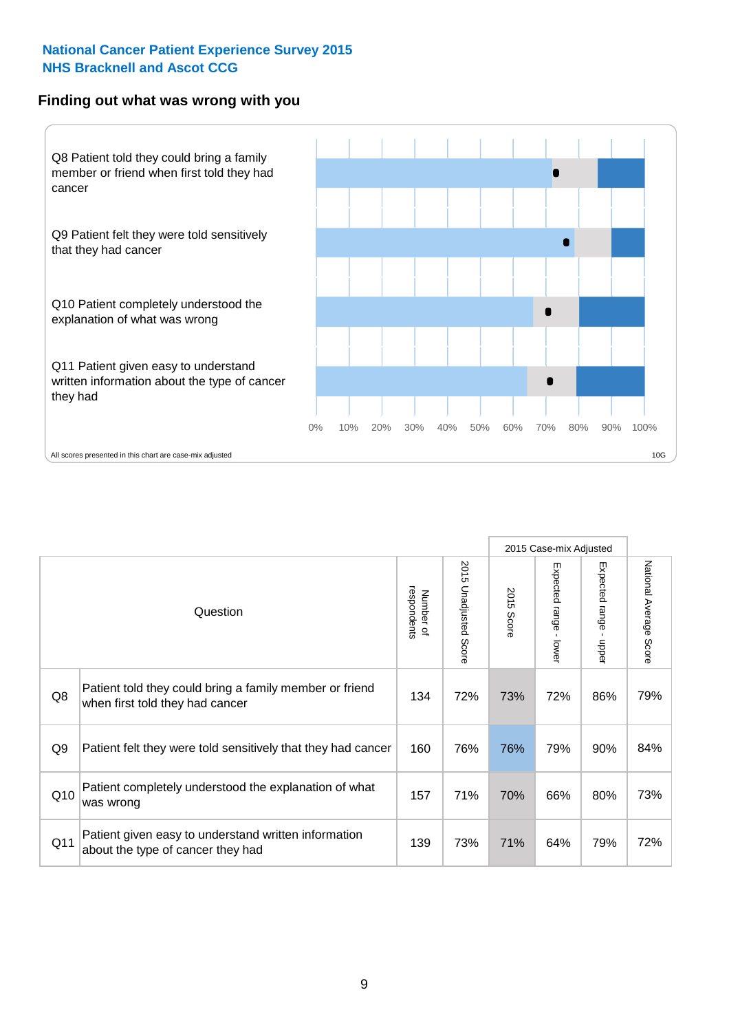National Cancer Patient Experience Survey 2015
NHS Bracknell and Ascot CCG

## Finding out what was wrong with you

Q8 Patient told they could bring a family member or friend when first told they had cancer

Q9 Patient felt they were told sensitively that they had cancer

Q10 Patient completely understood the explanation of what was wrong

Q11 Patient given easy to understand written information about the type of cancer they had

0% 10% 20% 30% 40% 50% 60% 70% 80% 90% 100%

All scores presented in this chart are case-mix adjusted

10G

| | Question | Number of respondents | 2015 Unadjusted Score | 2015 Case-mix Adjusted: 2015 Score | 2015 Case-mix Adjusted: Expected range - lower | 2015 Case-mix Adjusted: Expected range - upper | National Average Score |
|---|---|---|---|---|---|---|---|
| Q8 | Patient told they could bring a family member or friend when first told they had cancer | 134 | 72% | 73% | 72% | 86% | 79% |
| Q9 | Patient felt they were told sensitively that they had cancer | 160 | 76% | 76% | 79% | 90% | 84% |
| Q10 | Patient completely understood the explanation of what was wrong | 157 | 71% | 70% | 66% | 80% | 73% |
| Q11 | Patient given easy to understand written information about the type of cancer they had | 139 | 73% | 71% | 64% | 79% | 72% |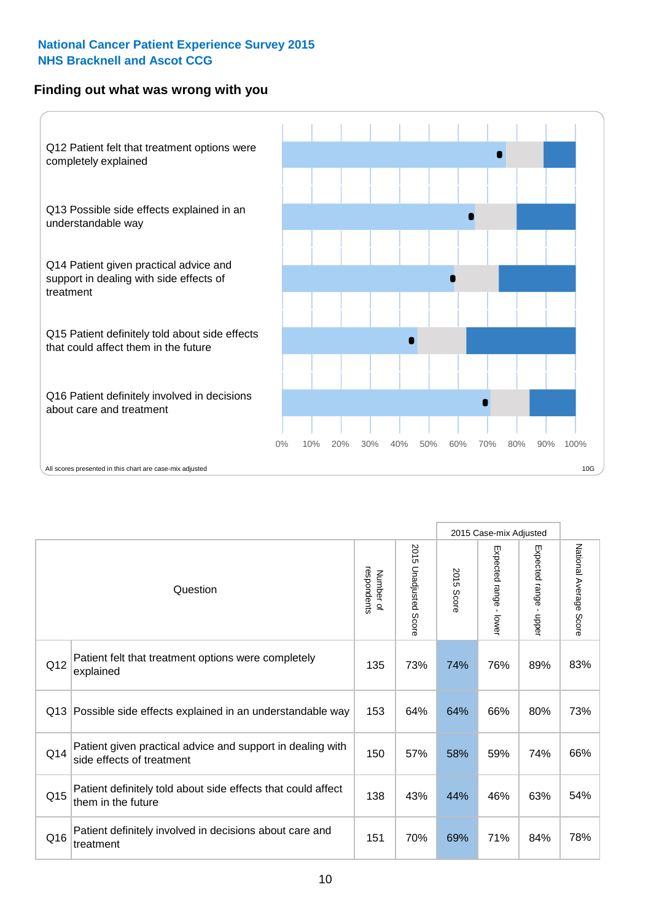**National Cancer Patient Experience Survey 2015**
**NHS Bracknell and Ascot CCG**

## Finding out what was wrong with you

Q12 Patient felt that treatment options were completely explained

Q13 Possible side effects explained in an understandable way

Q14 Patient given practical advice and support in dealing with side effects of treatment

Q15 Patient definitely told about side effects that could affect them in the future

Q16 Patient definitely involved in decisions about care and treatment

0% 10% 20% 30% 40% 50% 60% 70% 80% 90% 100%

All scores presented in this chart are case-mix adjusted

10G

| | Question | Number of respondents | 2015 Unadjusted Score | 2015 Case-mix Adjusted: 2015 Score | 2015 Case-mix Adjusted: Expected range - lower | 2015 Case-mix Adjusted: Expected range - upper | National Average Score |
|---|---|---|---|---|---|---|---|
| Q12 | Patient felt that treatment options were completely explained | 135 | 73% | 74% | 76% | 89% | 83% |
| Q13 | Possible side effects explained in an understandable way | 153 | 64% | 64% | 66% | 80% | 73% |
| Q14 | Patient given practical advice and support in dealing with side effects of treatment | 150 | 57% | 58% | 59% | 74% | 66% |
| Q15 | Patient definitely told about side effects that could affect them in the future | 138 | 43% | 44% | 46% | 63% | 54% |
| Q16 | Patient definitely involved in decisions about care and treatment | 151 | 70% | 69% | 71% | 84% | 78% |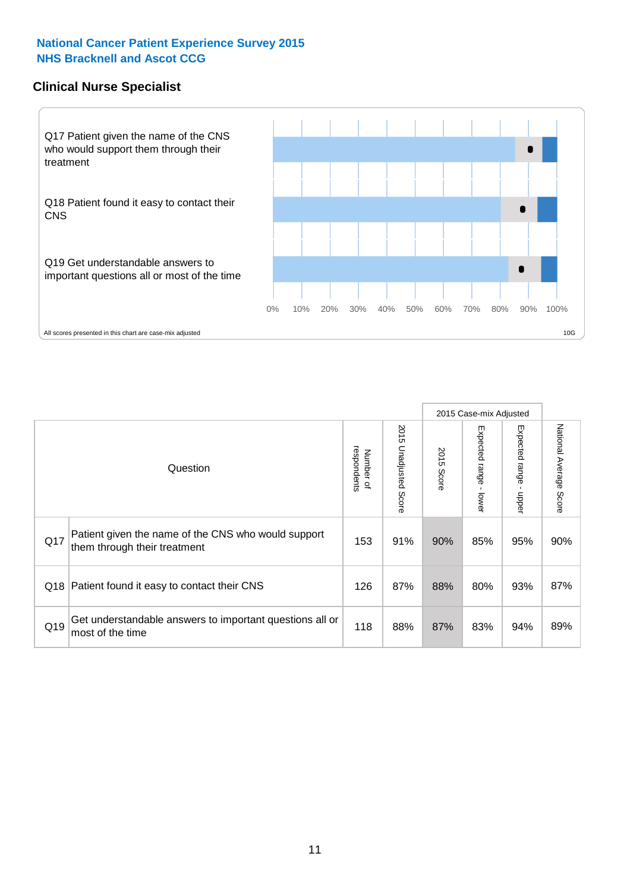**National Cancer Patient Experience Survey 2015**
**NHS Bracknell and Ascot CCG**

## Clinical Nurse Specialist

Q17 Patient given the name of the CNS who would support them through their treatment

Q18 Patient found it easy to contact their CNS

Q19 Get understandable answers to important questions all or most of the time

0% 10% 20% 30% 40% 50% 60% 70% 80% 90% 100%

All scores presented in this chart are case-mix adjusted

10G

| | Question | Number of respondents | 2015 Unadjusted Score | 2015 Case-mix Adjusted 2015 Score | 2015 Case-mix Adjusted Expected range - lower | 2015 Case-mix Adjusted Expected range - upper | National Average Score |
|---|---|---|---|---|---|---|---|
| Q17 | Patient given the name of the CNS who would support them through their treatment | 153 | 91% | 90% | 85% | 95% | 90% |
| Q18 | Patient found it easy to contact their CNS | 126 | 87% | 88% | 80% | 93% | 87% |
| Q19 | Get understandable answers to important questions all or most of the time | 118 | 88% | 87% | 83% | 94% | 89% |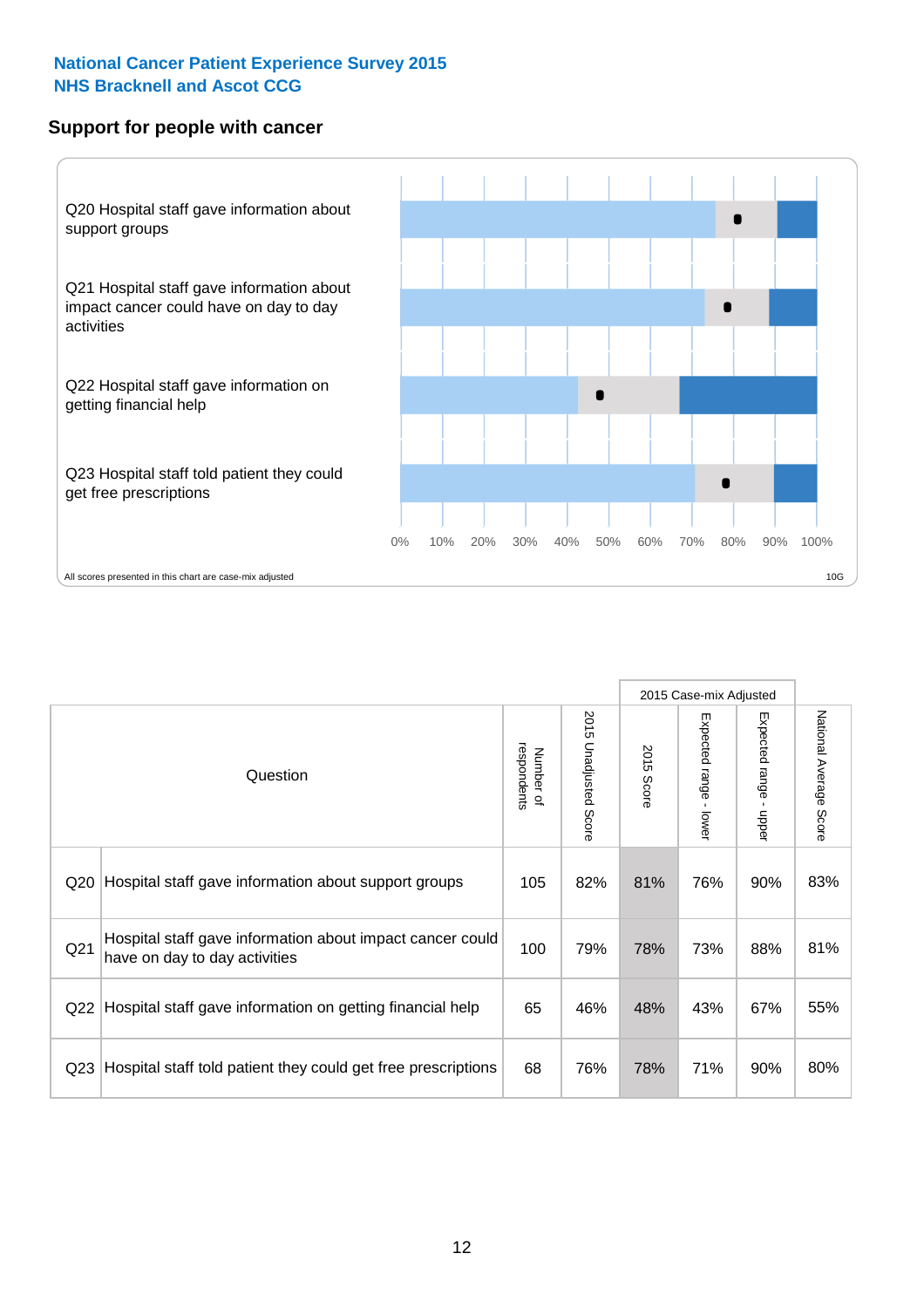**National Cancer Patient Experience Survey 2015**
**NHS Bracknell and Ascot CCG**

## Support for people with cancer

Q20 Hospital staff gave information about support groups

Q21 Hospital staff gave information about impact cancer could have on day to day activities

Q22 Hospital staff gave information on getting financial help

Q23 Hospital staff told patient they could get free prescriptions

0% 10% 20% 30% 40% 50% 60% 70% 80% 90% 100%

All scores presented in this chart are case-mix adjusted

10G

| | Question | Number of respondents | 2015 Unadjusted Score | 2015 Case-mix Adjusted | | | National Average Score |
|---|---|---|---|---|---|---|---|
| | | | | 2015 Score | Expected range - lower | Expected range - upper | |
| Q20 | Hospital staff gave information about support groups | 105 | 82% | 81% | 76% | 90% | 83% |
| Q21 | Hospital staff gave information about impact cancer could have on day to day activities | 100 | 79% | 78% | 73% | 88% | 81% |
| Q22 | Hospital staff gave information on getting financial help | 65 | 46% | 48% | 43% | 67% | 55% |
| Q23 | Hospital staff told patient they could get free prescriptions | 68 | 76% | 78% | 71% | 90% | 80% |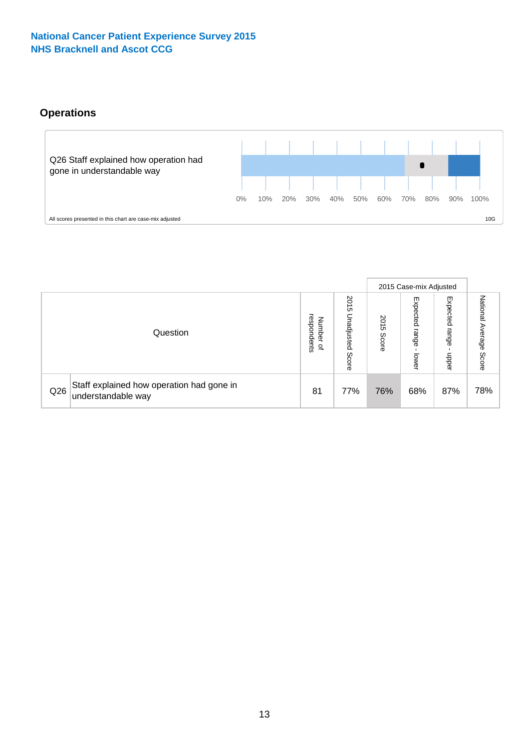National Cancer Patient Experience Survey 2015
NHS Bracknell and Ascot CCG

## Operations

Q26 Staff explained how operation had gone in understandable way

0% 10% 20% 30% 40% 50% 60% 70% 80% 90% 100%

All scores presented in this chart are case-mix adjusted

10G

| | Question | Number of respondents | 2015 Unadjusted Score | 2015 Case-mix Adjusted 2015 Score | 2015 Case-mix Adjusted Expected range - lower | 2015 Case-mix Adjusted Expected range - upper | National Average Score |
|---|---|---|---|---|---|---|---|
| Q26 | Staff explained how operation had gone in understandable way | 81 | 77% | 76% | 68% | 87% | 78% |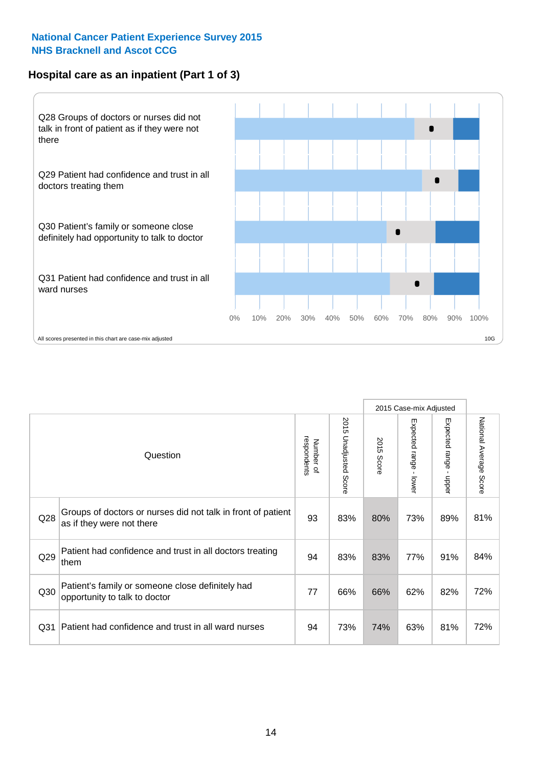**National Cancer Patient Experience Survey 2015**
**NHS Bracknell and Ascot CCG**

## Hospital care as an inpatient (Part 1 of 3)

Q28 Groups of doctors or nurses did not talk in front of patient as if they were not there

Q29 Patient had confidence and trust in all doctors treating them

Q30 Patient's family or someone close definitely had opportunity to talk to doctor

Q31 Patient had confidence and trust in all ward nurses

0% 10% 20% 30% 40% 50% 60% 70% 80% 90% 100%

All scores presented in this chart are case-mix adjusted

10G

| | Question | Number of respondents | 2015 Unadjusted Score | 2015 Case-mix Adjusted | | | National Average Score |
|---|---|---|---|---|---|---|---|
| | | | | 2015 Score | Expected range - lower | Expected range - upper | |
| Q28 | Groups of doctors or nurses did not talk in front of patient as if they were not there | 93 | 83% | 80% | 73% | 89% | 81% |
| Q29 | Patient had confidence and trust in all doctors treating them | 94 | 83% | 83% | 77% | 91% | 84% |
| Q30 | Patient's family or someone close definitely had opportunity to talk to doctor | 77 | 66% | 66% | 62% | 82% | 72% |
| Q31 | Patient had confidence and trust in all ward nurses | 94 | 73% | 74% | 63% | 81% | 72% |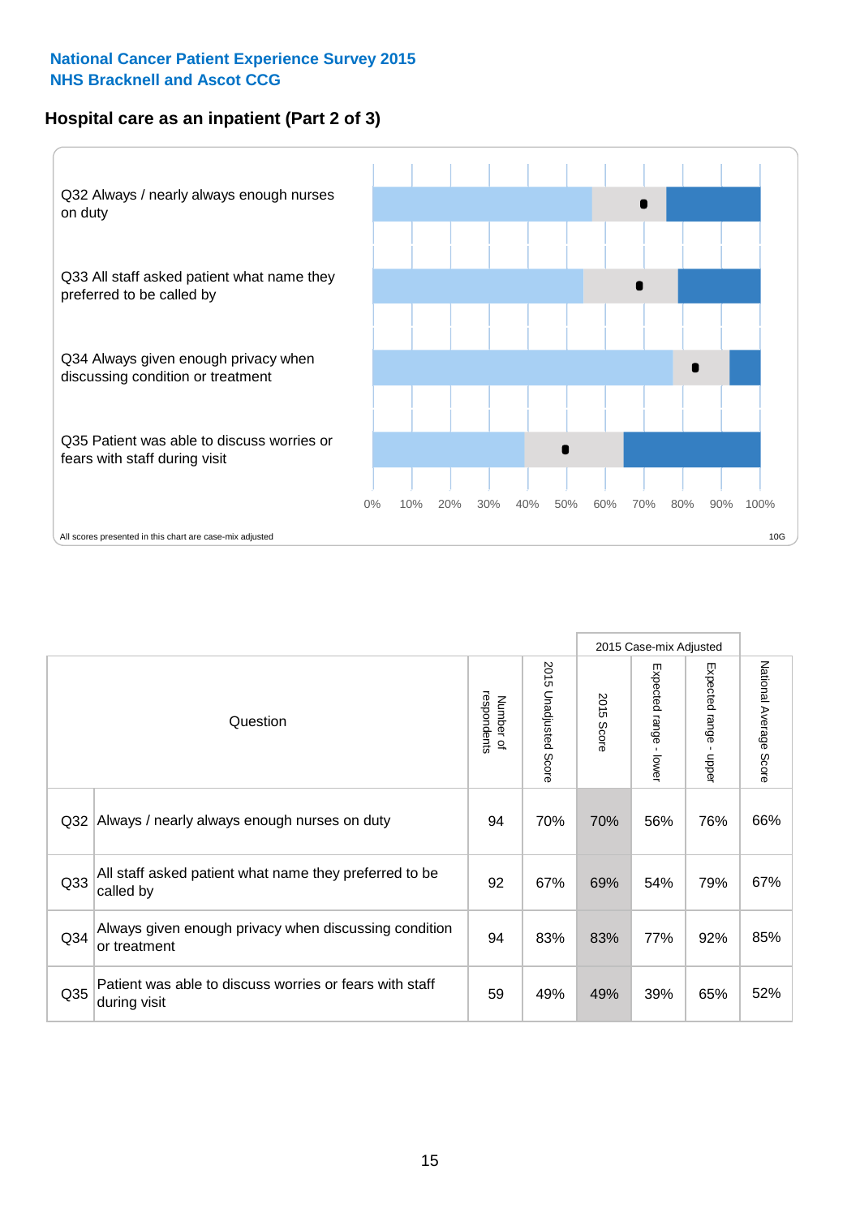**National Cancer Patient Experience Survey 2015**
**NHS Bracknell and Ascot CCG**

## Hospital care as an inpatient (Part 2 of 3)

Q32 Always / nearly always enough nurses on duty

Q33 All staff asked patient what name they preferred to be called by

Q34 Always given enough privacy when discussing condition or treatment

Q35 Patient was able to discuss worries or fears with staff during visit

0% 10% 20% 30% 40% 50% 60% 70% 80% 90% 100%

All scores presented in this chart are case-mix adjusted

10G

| Question | | Number of respondents | 2015 Unadjusted Score | 2015 Case-mix Adjusted | | | National Average Score |
|---|---|---|---|---|---|---|---|
| | | | | 2015 Score | Expected range - lower | Expected range - upper | |
| Q32 | Always / nearly always enough nurses on duty | 94 | 70% | 70% | 56% | 76% | 66% |
| Q33 | All staff asked patient what name they preferred to be called by | 92 | 67% | 69% | 54% | 79% | 67% |
| Q34 | Always given enough privacy when discussing condition or treatment | 94 | 83% | 83% | 77% | 92% | 85% |
| Q35 | Patient was able to discuss worries or fears with staff during visit | 59 | 49% | 49% | 39% | 65% | 52% |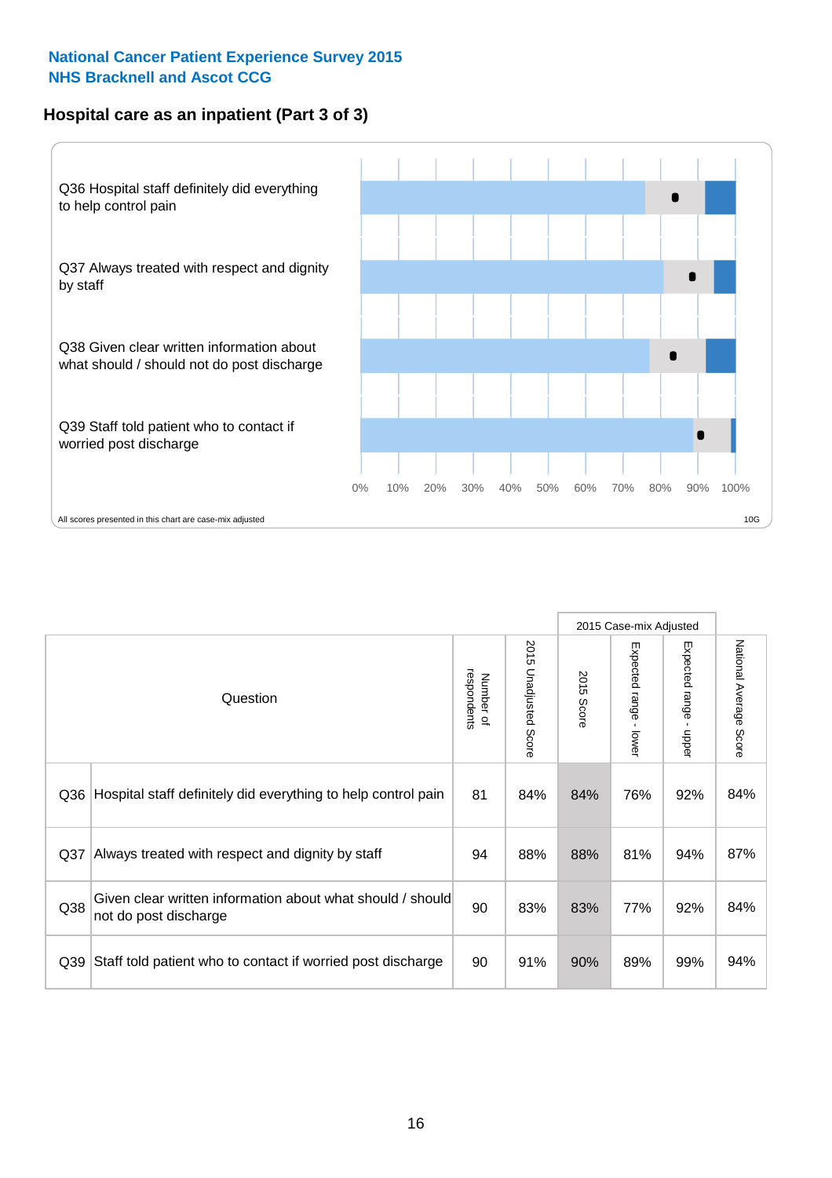National Cancer Patient Experience Survey 2015
NHS Bracknell and Ascot CCG

## Hospital care as an inpatient (Part 3 of 3)

Q36 Hospital staff definitely did everything to help control pain

Q37 Always treated with respect and dignity by staff

Q38 Given clear written information about what should / should not do post discharge

Q39 Staff told patient who to contact if worried post discharge

0% 10% 20% 30% 40% 50% 60% 70% 80% 90% 100%

All scores presented in this chart are case-mix adjusted

10G

| | Question | Number of respondents | 2015 Unadjusted Score | 2015 Case-mix Adjusted: 2015 Score | 2015 Case-mix Adjusted: Expected range - lower | 2015 Case-mix Adjusted: Expected range - upper | National Average Score |
|---|---|---|---|---|---|---|---|
| Q36 | Hospital staff definitely did everything to help control pain | 81 | 84% | 84% | 76% | 92% | 84% |
| Q37 | Always treated with respect and dignity by staff | 94 | 88% | 88% | 81% | 94% | 87% |
| Q38 | Given clear written information about what should / should not do post discharge | 90 | 83% | 83% | 77% | 92% | 84% |
| Q39 | Staff told patient who to contact if worried post discharge | 90 | 91% | 90% | 89% | 99% | 94% |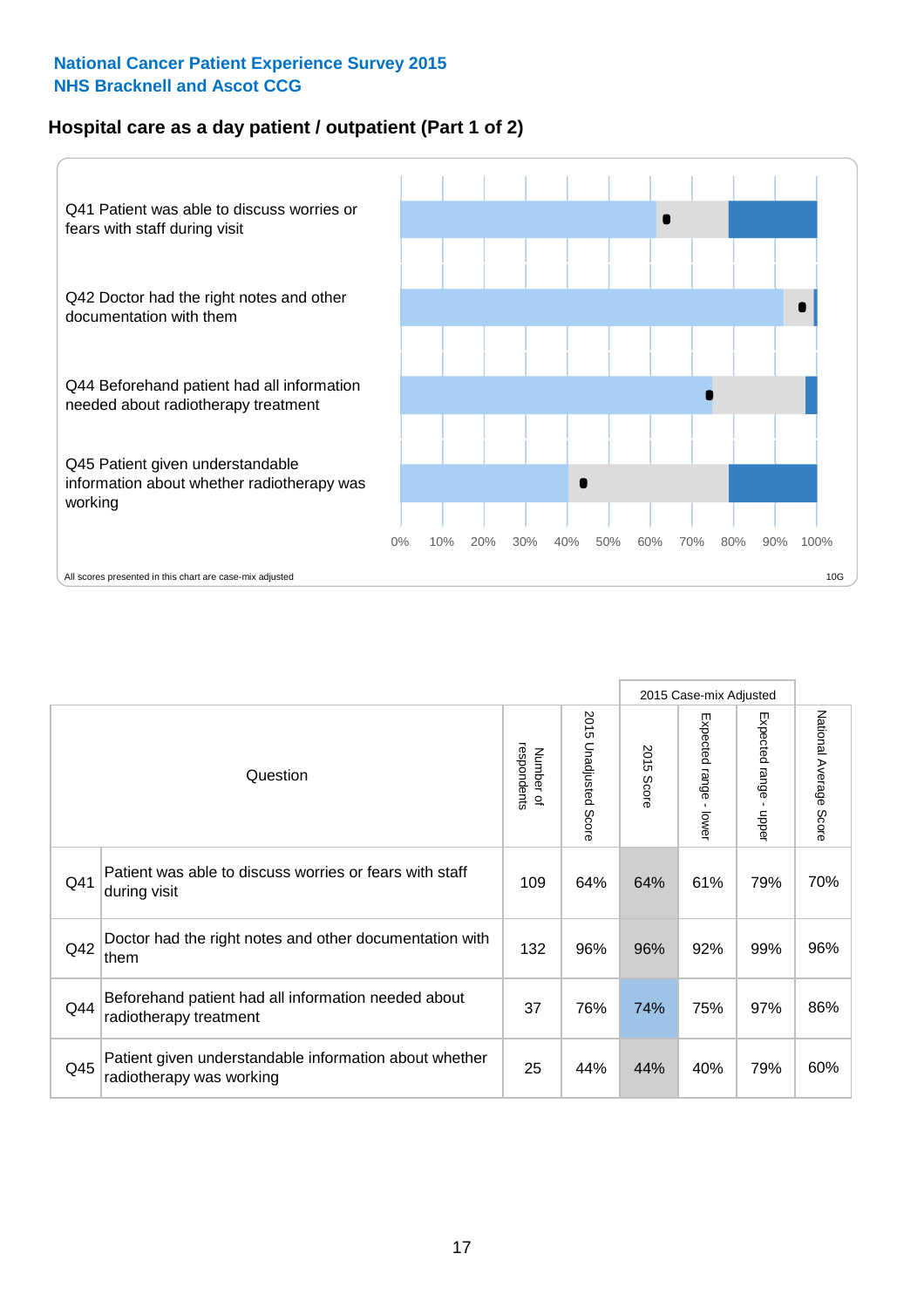National Cancer Patient Experience Survey 2015
NHS Bracknell and Ascot CCG

## Hospital care as a day patient / outpatient (Part 1 of 2)

Q41 Patient was able to discuss worries or fears with staff during visit

Q42 Doctor had the right notes and other documentation with them

Q44 Beforehand patient had all information needed about radiotherapy treatment

Q45 Patient given understandable information about whether radiotherapy was working

0% 10% 20% 30% 40% 50% 60% 70% 80% 90% 100%

All scores presented in this chart are case-mix adjusted

10G

| Question | | Number of respondents | 2015 Unadjusted Score | 2015 Case-mix Adjusted | | | National Average Score |
|---|---|---|---|---|---|---|---|
| | | | | 2015 Score | Expected range - lower | Expected range - upper | |
| Q41 | Patient was able to discuss worries or fears with staff during visit | 109 | 64% | 64% | 61% | 79% | 70% |
| Q42 | Doctor had the right notes and other documentation with them | 132 | 96% | 96% | 92% | 99% | 96% |
| Q44 | Beforehand patient had all information needed about radiotherapy treatment | 37 | 76% | 74% | 75% | 97% | 86% |
| Q45 | Patient given understandable information about whether radiotherapy was working | 25 | 44% | 44% | 40% | 79% | 60% |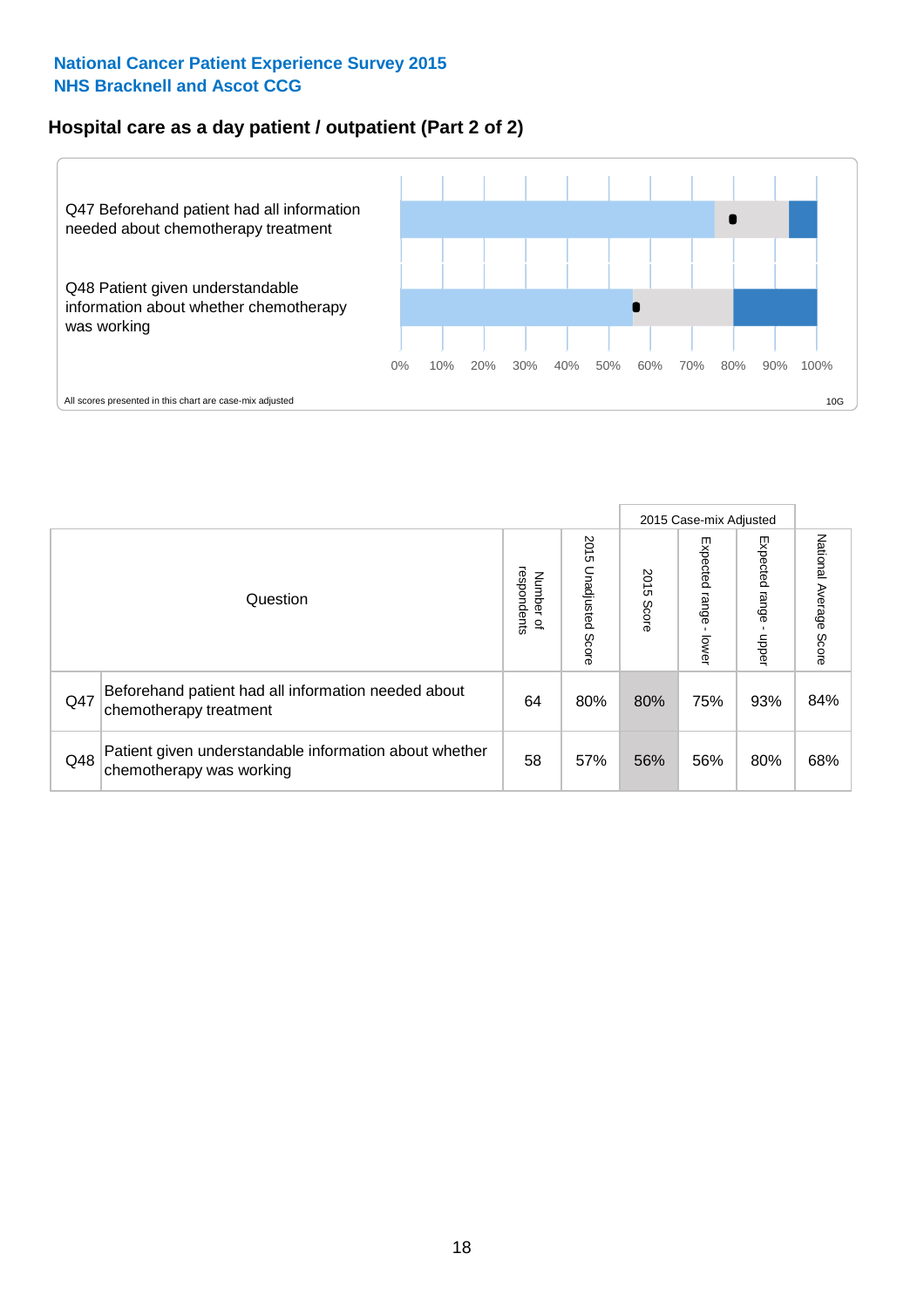National Cancer Patient Experience Survey 2015
NHS Bracknell and Ascot CCG

## Hospital care as a day patient / outpatient (Part 2 of 2)

Q47 Beforehand patient had all information needed about chemotherapy treatment

Q48 Patient given understandable information about whether chemotherapy was working

0% 10% 20% 30% 40% 50% 60% 70% 80% 90% 100%

All scores presented in this chart are case-mix adjusted

10G

| Question | | Number of respondents | 2015 Unadjusted Score | 2015 Case-mix Adjusted: 2015 Score | 2015 Case-mix Adjusted: Expected range - lower | 2015 Case-mix Adjusted: Expected range - upper | National Average Score |
|---|---|---|---|---|---|---|---|
| Q47 | Beforehand patient had all information needed about chemotherapy treatment | 64 | 80% | 80% | 75% | 93% | 84% |
| Q48 | Patient given understandable information about whether chemotherapy was working | 58 | 57% | 56% | 56% | 80% | 68% |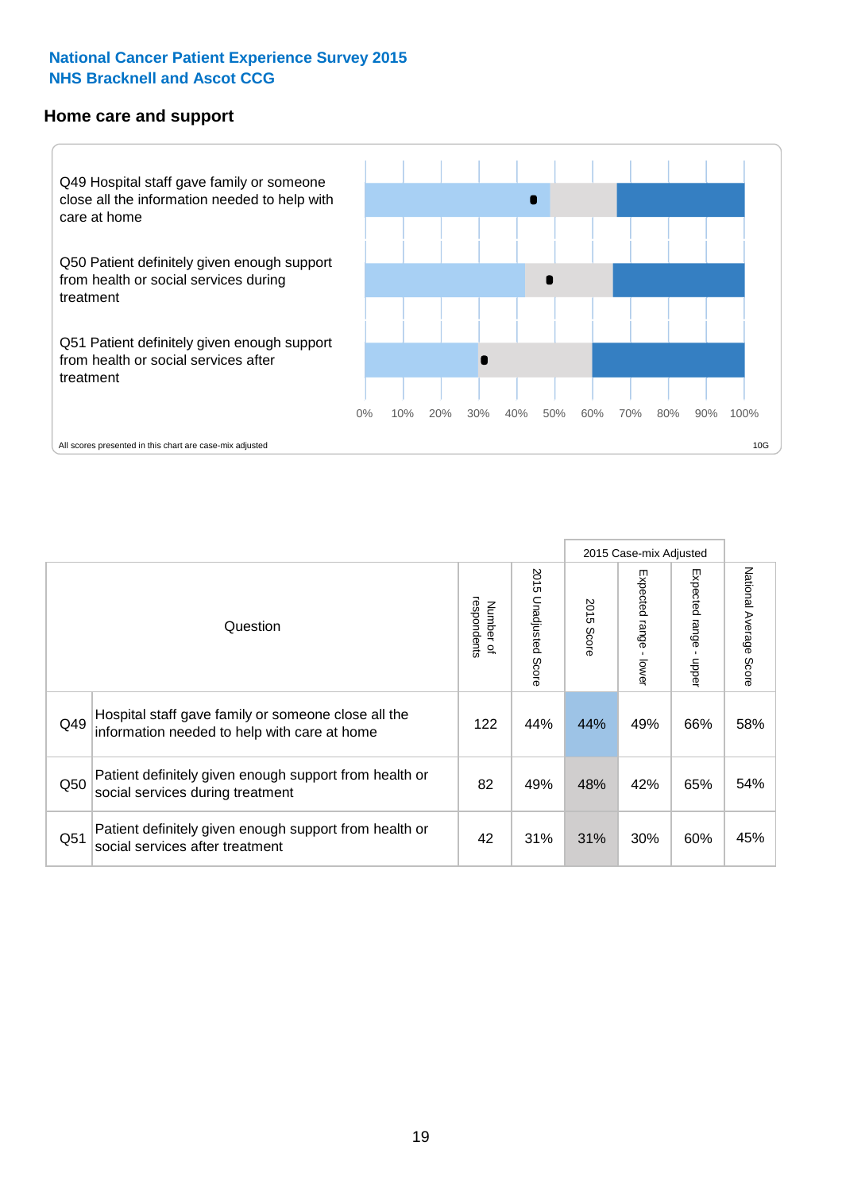**National Cancer Patient Experience Survey 2015**
**NHS Bracknell and Ascot CCG**

## Home care and support

Q49 Hospital staff gave family or someone close all the information needed to help with care at home

Q50 Patient definitely given enough support from health or social services during treatment

Q51 Patient definitely given enough support from health or social services after treatment

0% 10% 20% 30% 40% 50% 60% 70% 80% 90% 100%

All scores presented in this chart are case-mix adjusted

10G

| Question | | Number of respondents | 2015 Unadjusted Score | 2015 Case-mix Adjusted: 2015 Score | 2015 Case-mix Adjusted: Expected range - lower | 2015 Case-mix Adjusted: Expected range - upper | National Average Score |
|---|---|---|---|---|---|---|---|
| Q49 | Hospital staff gave family or someone close all the information needed to help with care at home | 122 | 44% | 44% | 49% | 66% | 58% |
| Q50 | Patient definitely given enough support from health or social services during treatment | 82 | 49% | 48% | 42% | 65% | 54% |
| Q51 | Patient definitely given enough support from health or social services after treatment | 42 | 31% | 31% | 30% | 60% | 45% |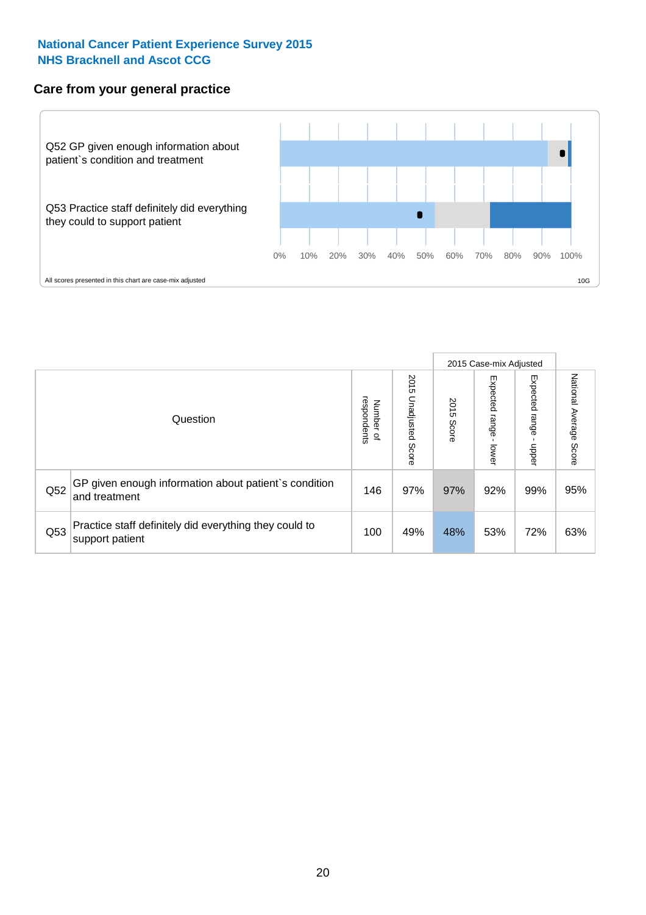National Cancer Patient Experience Survey 2015
NHS Bracknell and Ascot CCG

## Care from your general practice

Q52 GP given enough information about patient`s condition and treatment

Q53 Practice staff definitely did everything they could to support patient

0% 10% 20% 30% 40% 50% 60% 70% 80% 90% 100%

All scores presented in this chart are case-mix adjusted

10G

| Question | | Number of respondents | 2015 Unadjusted Score | 2015 Case-mix Adjusted 2015 Score | 2015 Case-mix Adjusted Expected range - lower | 2015 Case-mix Adjusted Expected range - upper | National Average Score |
|---|---|---|---|---|---|---|---|
| Q52 | GP given enough information about patient`s condition and treatment | 146 | 97% | 97% | 92% | 99% | 95% |
| Q53 | Practice staff definitely did everything they could to support patient | 100 | 49% | 48% | 53% | 72% | 63% |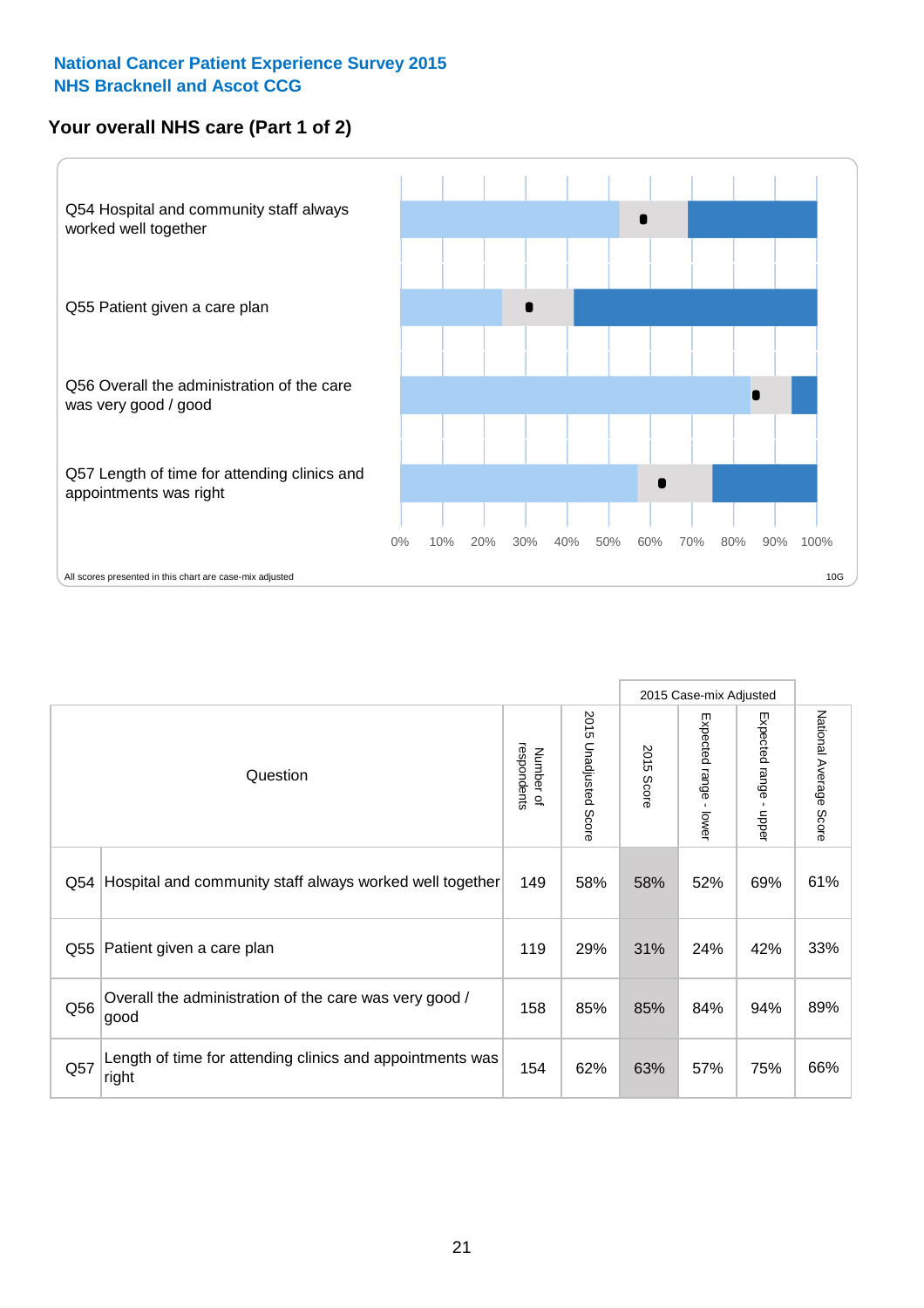National Cancer Patient Experience Survey 2015
NHS Bracknell and Ascot CCG

## Your overall NHS care (Part 1 of 2)

Q54 Hospital and community staff always worked well together

Q55 Patient given a care plan

Q56 Overall the administration of the care was very good / good

Q57 Length of time for attending clinics and appointments was right

0% 10% 20% 30% 40% 50% 60% 70% 80% 90% 100%

All scores presented in this chart are case-mix adjusted

10G

| Question | | Number of respondents | 2015 Unadjusted Score | 2015 Case-mix Adjusted: 2015 Score | 2015 Case-mix Adjusted: Expected range - lower | 2015 Case-mix Adjusted: Expected range - upper | National Average Score |
|---|---|---|---|---|---|---|---|
| Q54 | Hospital and community staff always worked well together | 149 | 58% | 58% | 52% | 69% | 61% |
| Q55 | Patient given a care plan | 119 | 29% | 31% | 24% | 42% | 33% |
| Q56 | Overall the administration of the care was very good / good | 158 | 85% | 85% | 84% | 94% | 89% |
| Q57 | Length of time for attending clinics and appointments was right | 154 | 62% | 63% | 57% | 75% | 66% |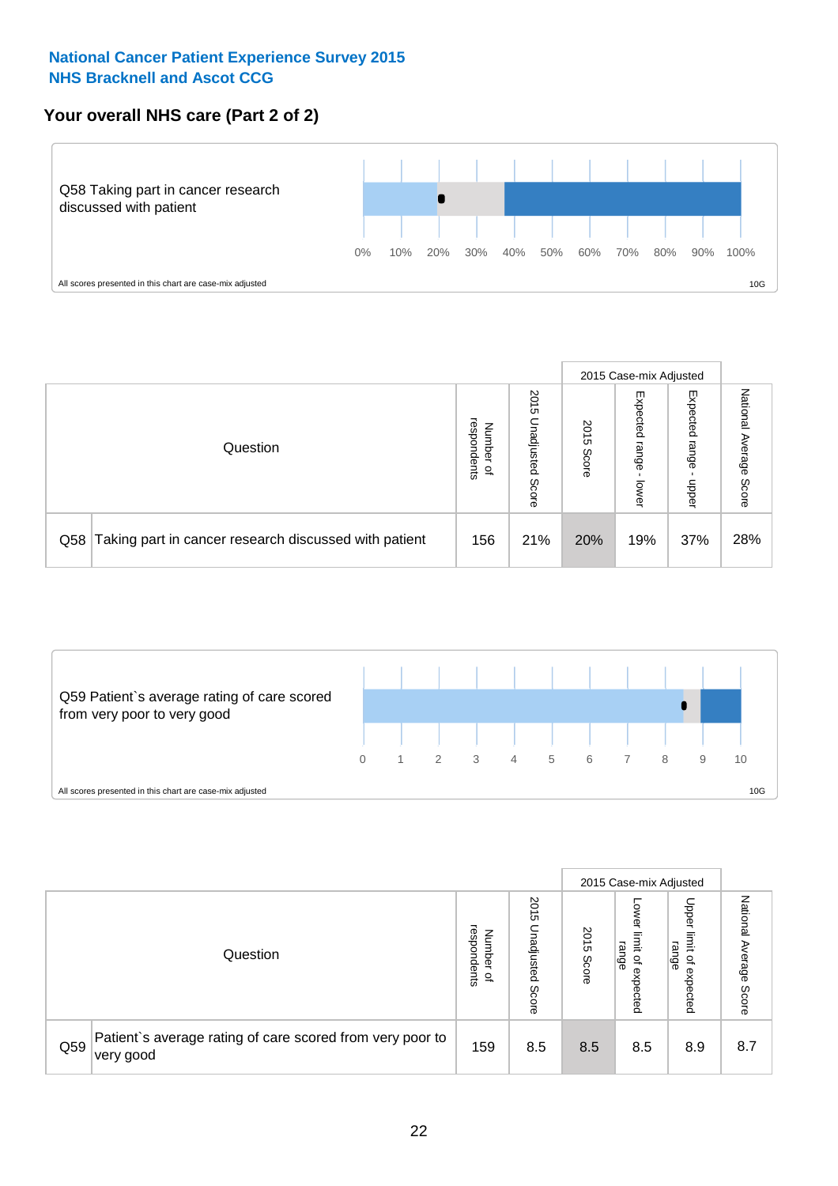National Cancer Patient Experience Survey 2015
NHS Bracknell and Ascot CCG

## Your overall NHS care (Part 2 of 2)

Q58 Taking part in cancer research discussed with patient

0% 10% 20% 30% 40% 50% 60% 70% 80% 90% 100%

All scores presented in this chart are case-mix adjusted

10G

| Question | | Number of respondents | 2015 Unadjusted Score | 2015 Case-mix Adjusted | | | National Average Score |
|---|---|---|---|---|---|---|---|
| | | | | 2015 Score | Expected range - lower | Expected range - upper | |
| Q58 | Taking part in cancer research discussed with patient | 156 | 21% | 20% | 19% | 37% | 28% |

Q59 Patient`s average rating of care scored from very poor to very good

0 1 2 3 4 5 6 7 8 9 10

All scores presented in this chart are case-mix adjusted

10G

| Question | | Number of respondents | 2015 Unadjusted Score | 2015 Case-mix Adjusted | | | National Average Score |
|---|---|---|---|---|---|---|---|
| | | | | 2015 Score | Lower limit of expected range | Upper limit of expected range | |
| Q59 | Patient`s average rating of care scored from very poor to very good | 159 | 8.5 | 8.5 | 8.5 | 8.9 | 8.7 |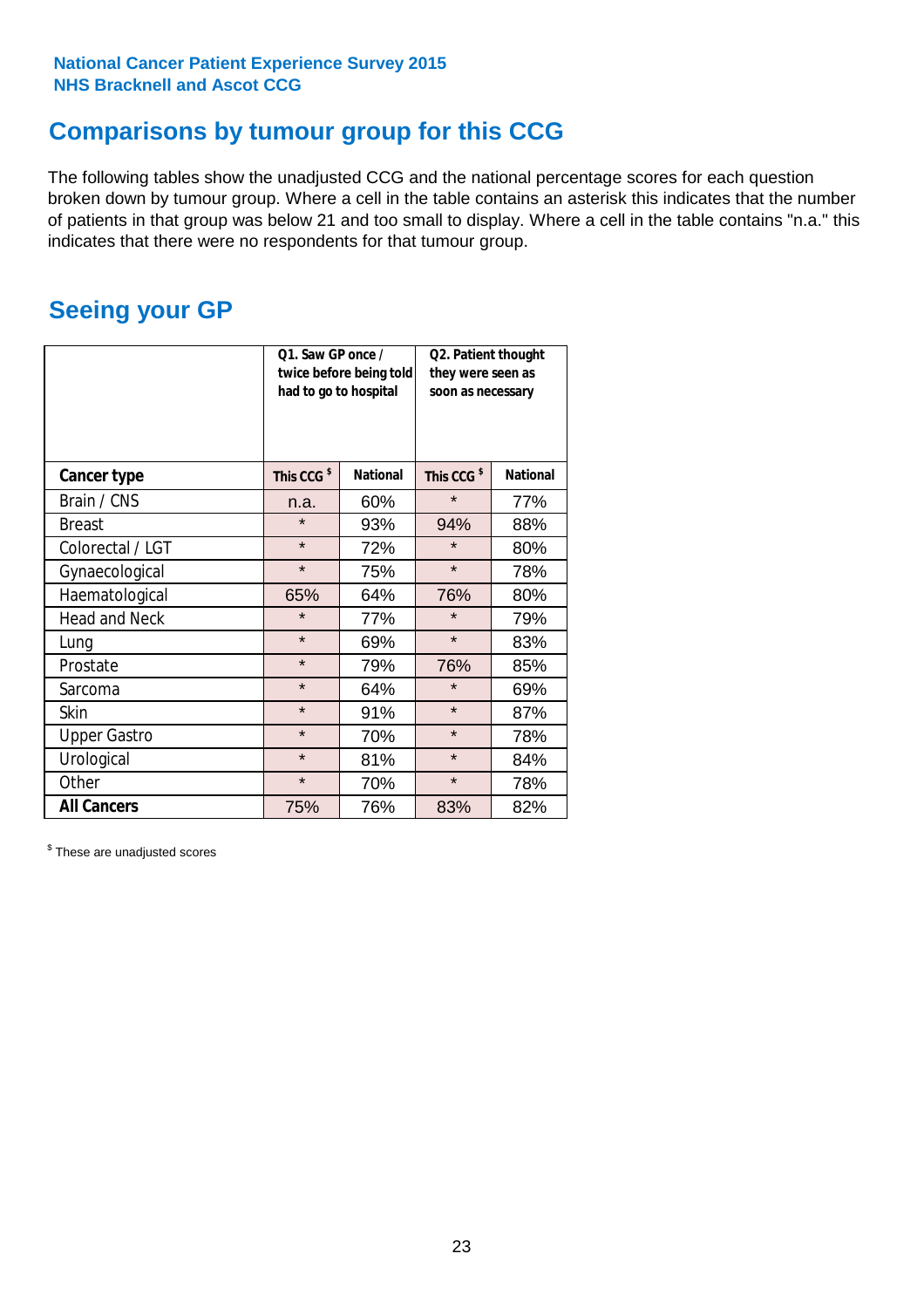National Cancer Patient Experience Survey 2015
NHS Bracknell and Ascot CCG

# Comparisons by tumour group for this CCG

The following tables show the unadjusted CCG and the national percentage scores for each question broken down by tumour group. Where a cell in the table contains an asterisk this indicates that the number of patients in that group was below 21 and too small to display. Where a cell in the table contains "n.a." this indicates that there were no respondents for that tumour group.

## Seeing your GP

| | Q1. Saw GP once / twice before being told had to go to hospital | | Q2. Patient thought they were seen as soon as necessary | |
|---|---|---|---|---|
| **Cancer type** | **This CCG $** | **National** | **This CCG $** | **National** |
| Brain / CNS | n.a. | 60% | * | 77% |
| Breast | * | 93% | 94% | 88% |
| Colorectal / LGT | * | 72% | * | 80% |
| Gynaecological | * | 75% | * | 78% |
| Haematological | 65% | 64% | 76% | 80% |
| Head and Neck | * | 77% | * | 79% |
| Lung | * | 69% | * | 83% |
| Prostate | * | 79% | 76% | 85% |
| Sarcoma | * | 64% | * | 69% |
| Skin | * | 91% | * | 87% |
| Upper Gastro | * | 70% | * | 78% |
| Urological | * | 81% | * | 84% |
| Other | * | 70% | * | 78% |
| **All Cancers** | 75% | 76% | 83% | 82% |

$ These are unadjusted scores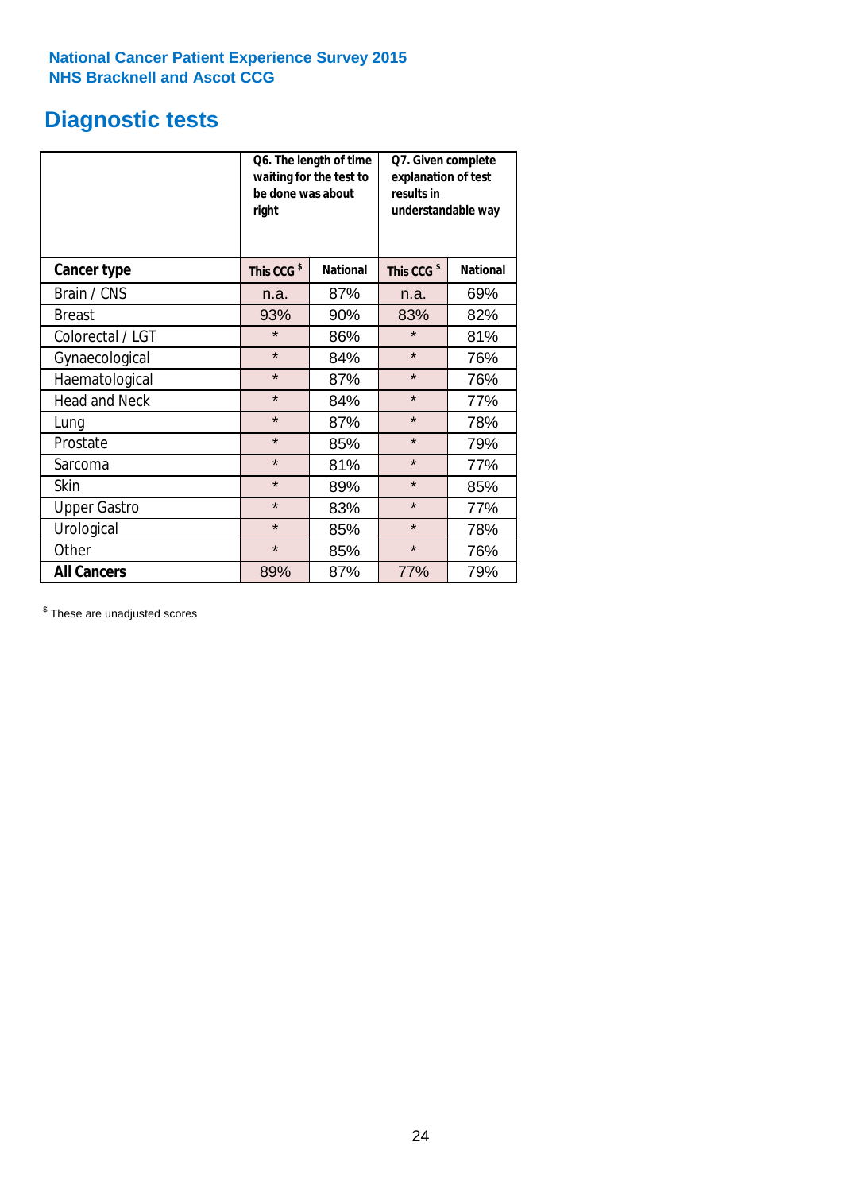**National Cancer Patient Experience Survey 2015**
**NHS Bracknell and Ascot CCG**

# Diagnostic tests

| | Q6. The length of time waiting for the test to be done was about right | | Q7. Given complete explanation of test results in understandable way | |
|---|---|---|---|---|
| **Cancer type** | **This CCG $** | **National** | **This CCG $** | **National** |
| Brain / CNS | n.a. | 87% | n.a. | 69% |
| Breast | 93% | 90% | 83% | 82% |
| Colorectal / LGT | * | 86% | * | 81% |
| Gynaecological | * | 84% | * | 76% |
| Haematological | * | 87% | * | 76% |
| Head and Neck | * | 84% | * | 77% |
| Lung | * | 87% | * | 78% |
| Prostate | * | 85% | * | 79% |
| Sarcoma | * | 81% | * | 77% |
| Skin | * | 89% | * | 85% |
| Upper Gastro | * | 83% | * | 77% |
| Urological | * | 85% | * | 78% |
| Other | * | 85% | * | 76% |
| **All Cancers** | 89% | 87% | 77% | 79% |

$ These are unadjusted scores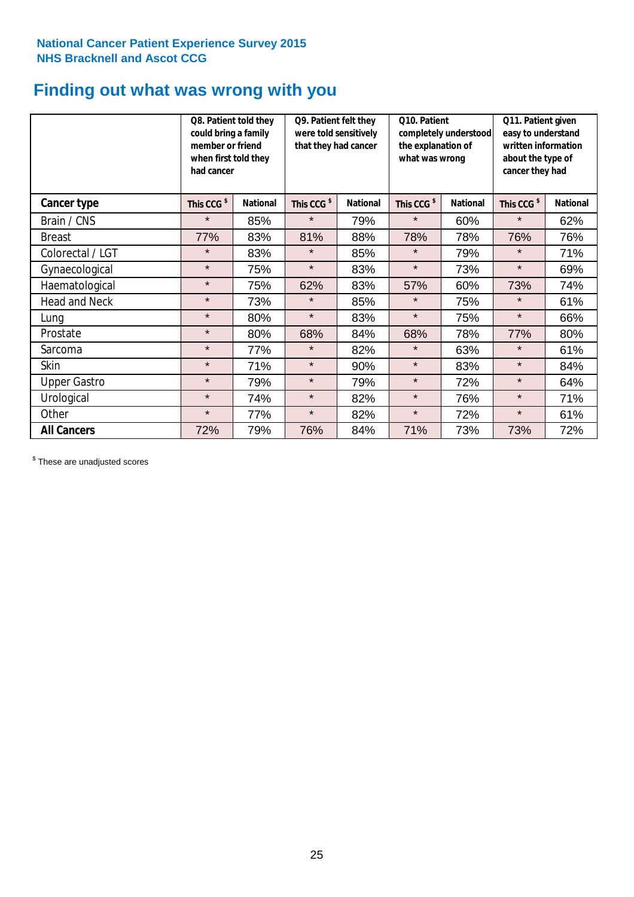National Cancer Patient Experience Survey 2015
NHS Bracknell and Ascot CCG

# Finding out what was wrong with you

| | Q8. Patient told they could bring a family member or friend when first told they had cancer | | Q9. Patient felt they were told sensitively that they had cancer | | Q10. Patient completely understood the explanation of what was wrong | | Q11. Patient given easy to understand written information about the type of cancer they had | |
|---|---|---|---|---|---|---|---|---|
| **Cancer type** | **This CCG $** | **National** | **This CCG $** | **National** | **This CCG $** | **National** | **This CCG $** | **National** |
| Brain / CNS | * | 85% | * | 79% | * | 60% | * | 62% |
| Breast | 77% | 83% | 81% | 88% | 78% | 78% | 76% | 76% |
| Colorectal / LGT | * | 83% | * | 85% | * | 79% | * | 71% |
| Gynaecological | * | 75% | * | 83% | * | 73% | * | 69% |
| Haematological | * | 75% | 62% | 83% | 57% | 60% | 73% | 74% |
| Head and Neck | * | 73% | * | 85% | * | 75% | * | 61% |
| Lung | * | 80% | * | 83% | * | 75% | * | 66% |
| Prostate | * | 80% | 68% | 84% | 68% | 78% | 77% | 80% |
| Sarcoma | * | 77% | * | 82% | * | 63% | * | 61% |
| Skin | * | 71% | * | 90% | * | 83% | * | 84% |
| Upper Gastro | * | 79% | * | 79% | * | 72% | * | 64% |
| Urological | * | 74% | * | 82% | * | 76% | * | 71% |
| Other | * | 77% | * | 82% | * | 72% | * | 61% |
| **All Cancers** | 72% | 79% | 76% | 84% | 71% | 73% | 73% | 72% |

$ These are unadjusted scores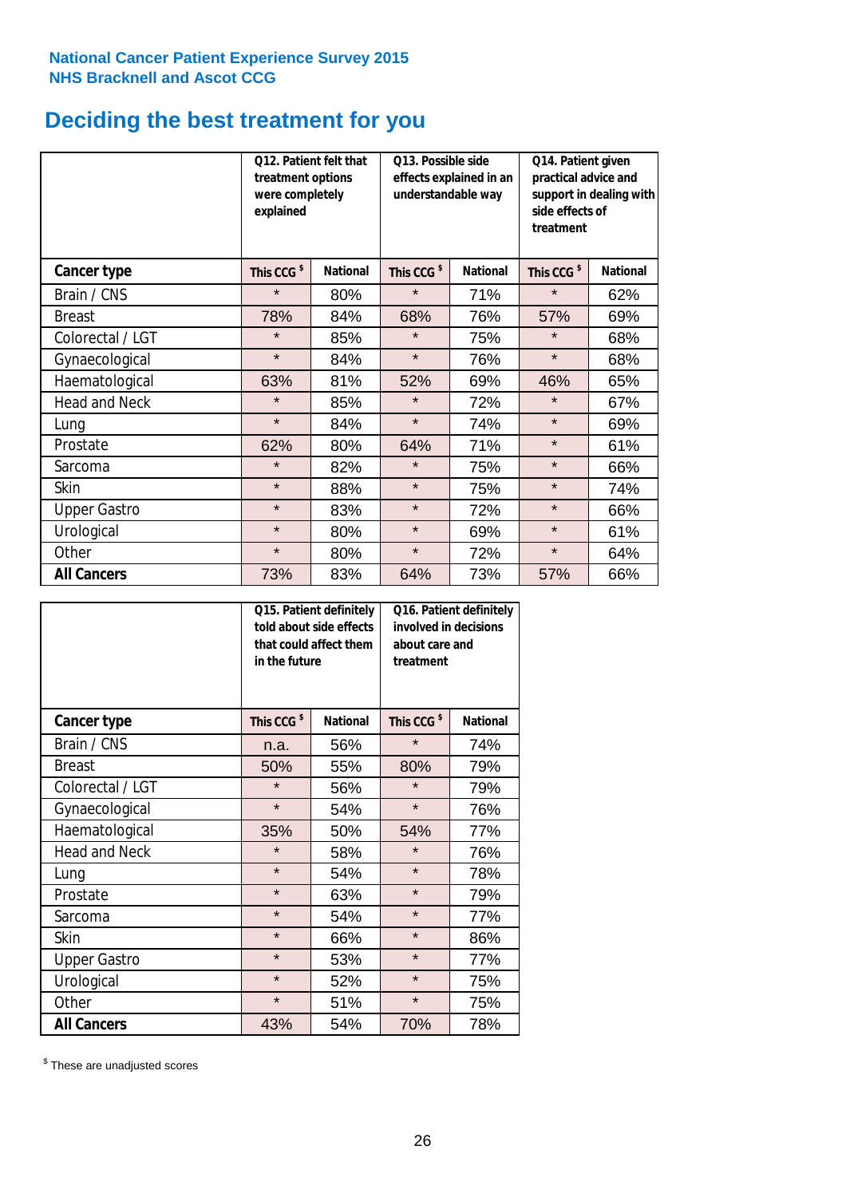National Cancer Patient Experience Survey 2015
NHS Bracknell and Ascot CCG

# Deciding the best treatment for you

| | Q12. Patient felt that treatment options were completely explained | | Q13. Possible side effects explained in an understandable way | | Q14. Patient given practical advice and support in dealing with side effects of treatment | |
|---|---|---|---|---|---|---|
| **Cancer type** | This CCG $ | National | This CCG $ | National | This CCG $ | National |
| Brain / CNS | * | 80% | * | 71% | * | 62% |
| Breast | 78% | 84% | 68% | 76% | 57% | 69% |
| Colorectal / LGT | * | 85% | * | 75% | * | 68% |
| Gynaecological | * | 84% | * | 76% | * | 68% |
| Haematological | 63% | 81% | 52% | 69% | 46% | 65% |
| Head and Neck | * | 85% | * | 72% | * | 67% |
| Lung | * | 84% | * | 74% | * | 69% |
| Prostate | 62% | 80% | 64% | 71% | * | 61% |
| Sarcoma | * | 82% | * | 75% | * | 66% |
| Skin | * | 88% | * | 75% | * | 74% |
| Upper Gastro | * | 83% | * | 72% | * | 66% |
| Urological | * | 80% | * | 69% | * | 61% |
| Other | * | 80% | * | 72% | * | 64% |
| **All Cancers** | 73% | 83% | 64% | 73% | 57% | 66% |

| | Q15. Patient definitely told about side effects that could affect them in the future | | Q16. Patient definitely involved in decisions about care and treatment | |
|---|---|---|---|---|
| **Cancer type** | This CCG $ | National | This CCG $ | National |
| Brain / CNS | n.a. | 56% | * | 74% |
| Breast | 50% | 55% | 80% | 79% |
| Colorectal / LGT | * | 56% | * | 79% |
| Gynaecological | * | 54% | * | 76% |
| Haematological | 35% | 50% | 54% | 77% |
| Head and Neck | * | 58% | * | 76% |
| Lung | * | 54% | * | 78% |
| Prostate | * | 63% | * | 79% |
| Sarcoma | * | 54% | * | 77% |
| Skin | * | 66% | * | 86% |
| Upper Gastro | * | 53% | * | 77% |
| Urological | * | 52% | * | 75% |
| Other | * | 51% | * | 75% |
| **All Cancers** | 43% | 54% | 70% | 78% |

$ These are unadjusted scores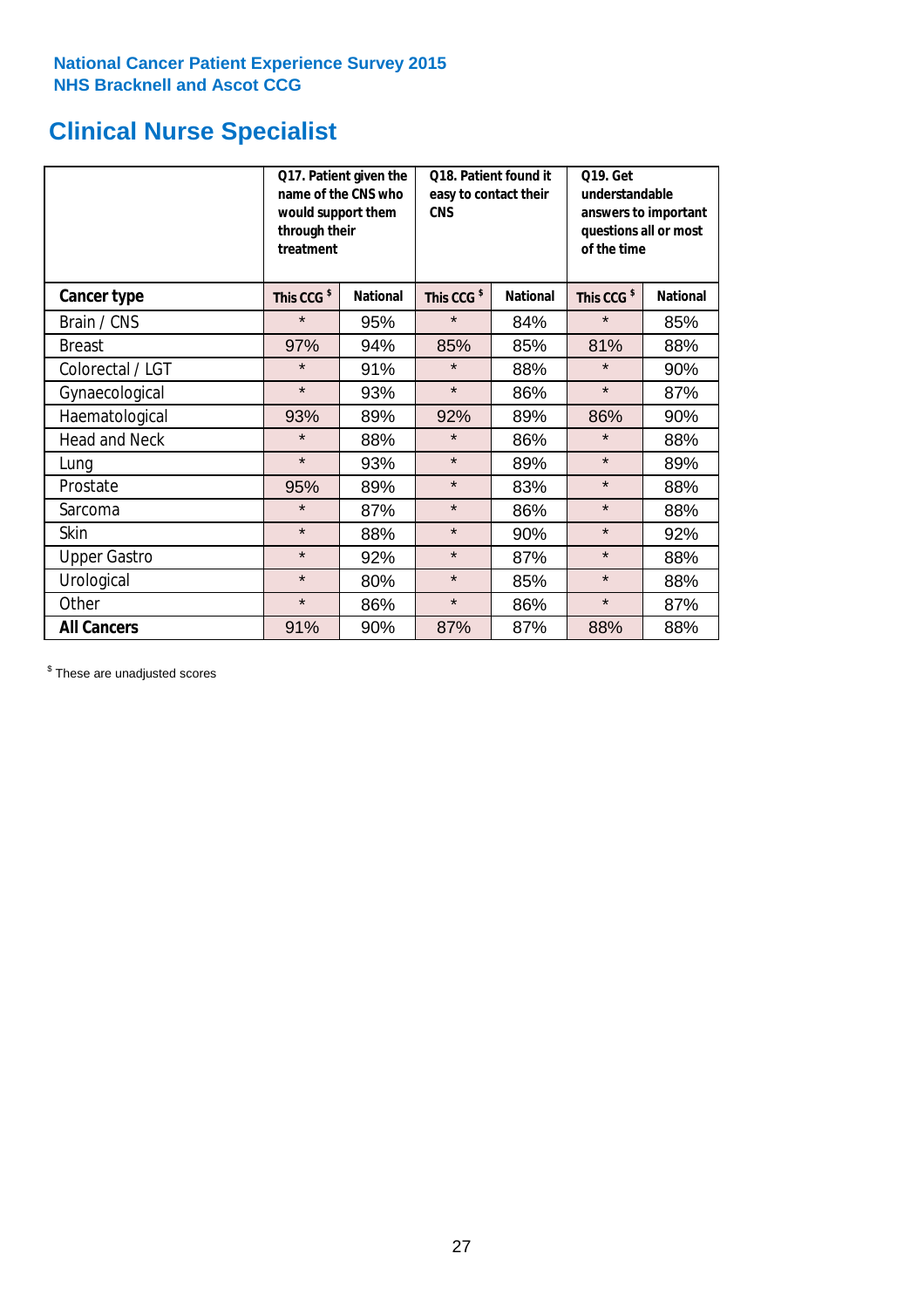National Cancer Patient Experience Survey 2015
NHS Bracknell and Ascot CCG

# Clinical Nurse Specialist

| | Q17. Patient given the name of the CNS who would support them through their treatment | | Q18. Patient found it easy to contact their CNS | | Q19. Get understandable answers to important questions all or most of the time | |
|---|---|---|---|---|---|---|
| **Cancer type** | **This CCG $** | **National** | **This CCG $** | **National** | **This CCG $** | **National** |
| Brain / CNS | * | 95% | * | 84% | * | 85% |
| Breast | 97% | 94% | 85% | 85% | 81% | 88% |
| Colorectal / LGT | * | 91% | * | 88% | * | 90% |
| Gynaecological | * | 93% | * | 86% | * | 87% |
| Haematological | 93% | 89% | 92% | 89% | 86% | 90% |
| Head and Neck | * | 88% | * | 86% | * | 88% |
| Lung | * | 93% | * | 89% | * | 89% |
| Prostate | 95% | 89% | * | 83% | * | 88% |
| Sarcoma | * | 87% | * | 86% | * | 88% |
| Skin | * | 88% | * | 90% | * | 92% |
| Upper Gastro | * | 92% | * | 87% | * | 88% |
| Urological | * | 80% | * | 85% | * | 88% |
| Other | * | 86% | * | 86% | * | 87% |
| **All Cancers** | 91% | 90% | 87% | 87% | 88% | 88% |

$ These are unadjusted scores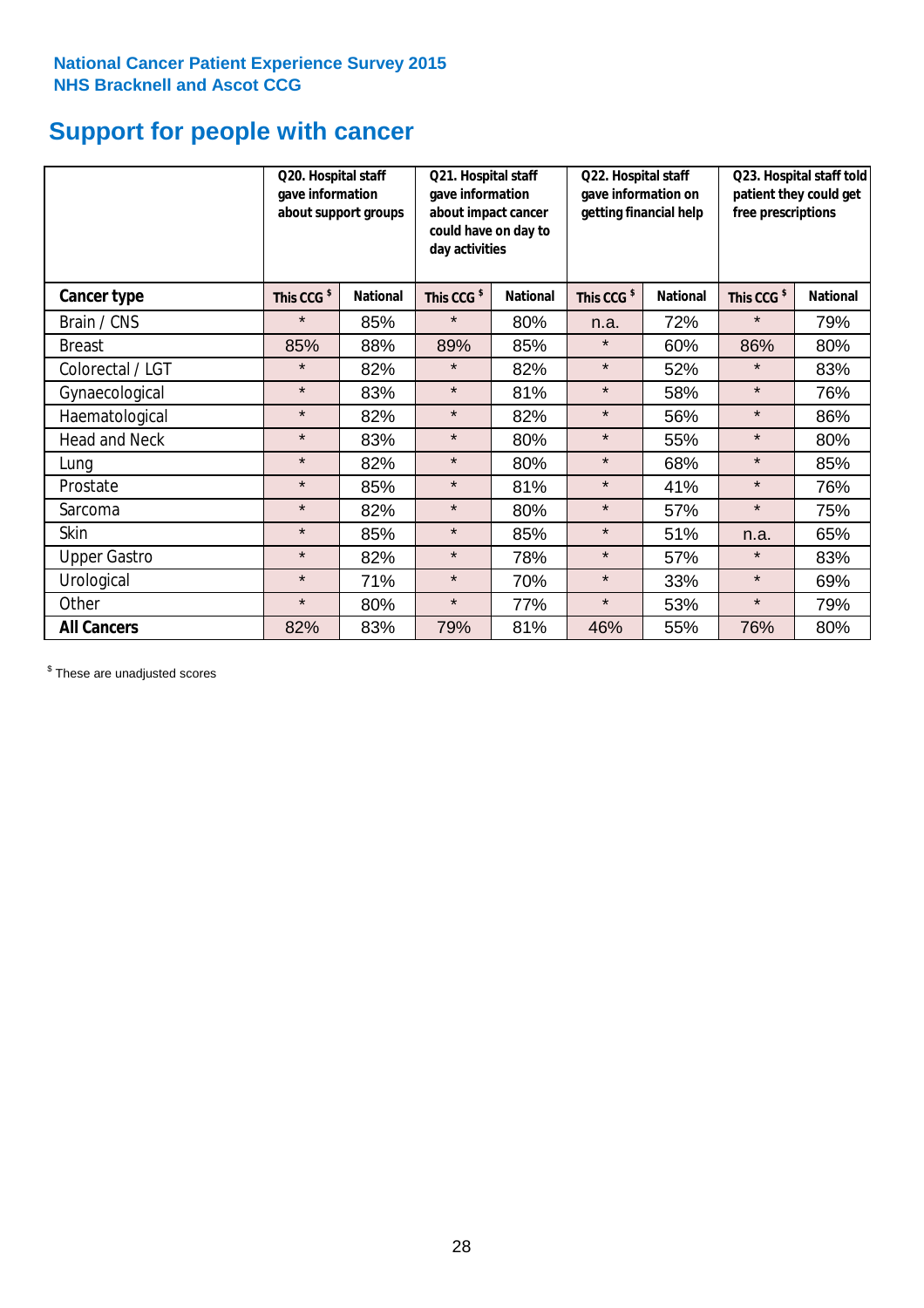National Cancer Patient Experience Survey 2015
NHS Bracknell and Ascot CCG

# Support for people with cancer

| | Q20. Hospital staff gave information about support groups | | Q21. Hospital staff gave information about impact cancer could have on day to day activities | | Q22. Hospital staff gave information on getting financial help | | Q23. Hospital staff told patient they could get free prescriptions | |
|---|---|---|---|---|---|---|---|---|
| **Cancer type** | This CCG $ | National | This CCG $ | National | This CCG $ | National | This CCG $ | National |
| Brain / CNS | * | 85% | * | 80% | n.a. | 72% | * | 79% |
| Breast | 85% | 88% | 89% | 85% | * | 60% | 86% | 80% |
| Colorectal / LGT | * | 82% | * | 82% | * | 52% | * | 83% |
| Gynaecological | * | 83% | * | 81% | * | 58% | * | 76% |
| Haematological | * | 82% | * | 82% | * | 56% | * | 86% |
| Head and Neck | * | 83% | * | 80% | * | 55% | * | 80% |
| Lung | * | 82% | * | 80% | * | 68% | * | 85% |
| Prostate | * | 85% | * | 81% | * | 41% | * | 76% |
| Sarcoma | * | 82% | * | 80% | * | 57% | * | 75% |
| Skin | * | 85% | * | 85% | * | 51% | n.a. | 65% |
| Upper Gastro | * | 82% | * | 78% | * | 57% | * | 83% |
| Urological | * | 71% | * | 70% | * | 33% | * | 69% |
| Other | * | 80% | * | 77% | * | 53% | * | 79% |
| **All Cancers** | 82% | 83% | 79% | 81% | 46% | 55% | 76% | 80% |

$ These are unadjusted scores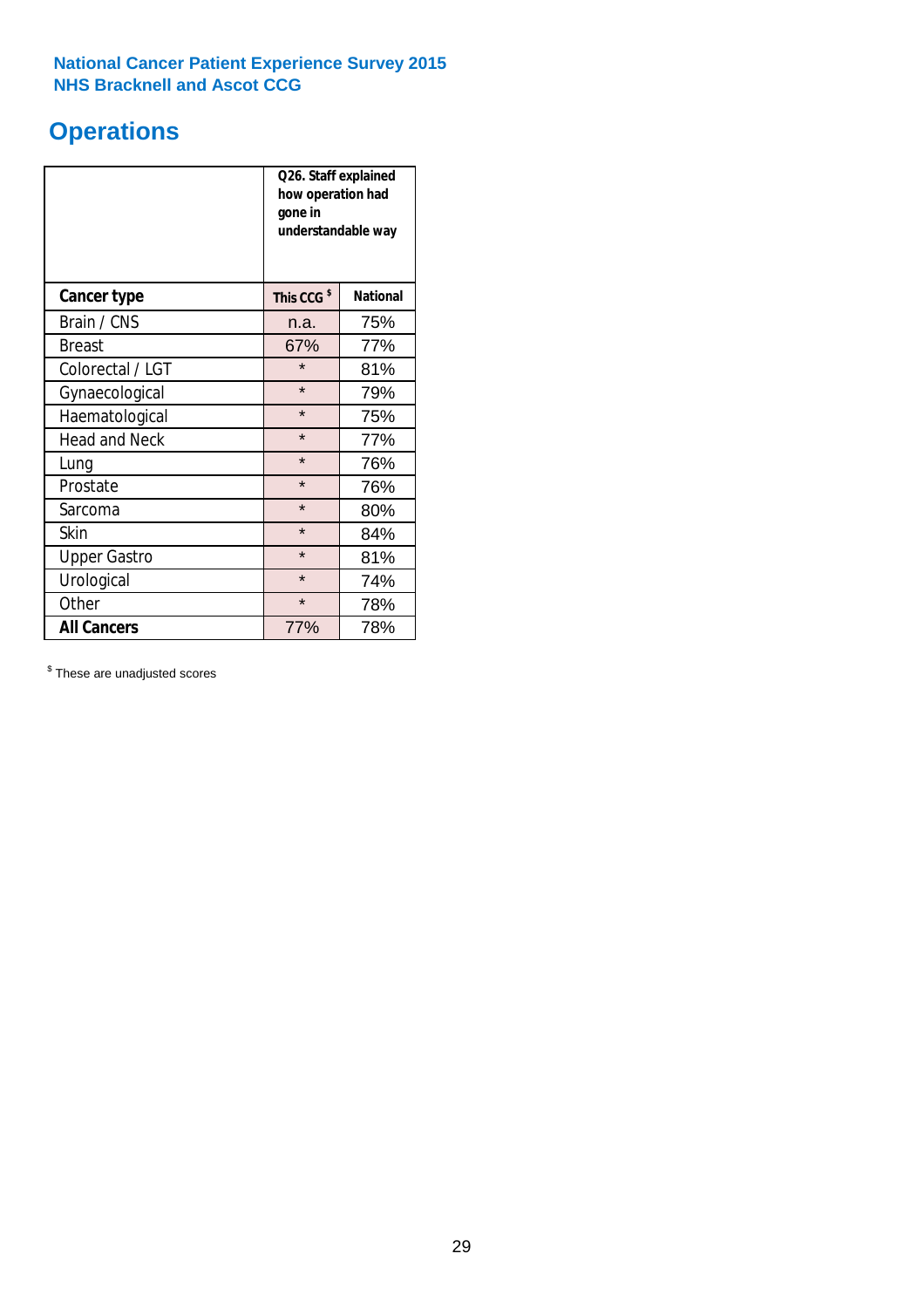National Cancer Patient Experience Survey 2015
NHS Bracknell and Ascot CCG

# Operations

| | Q26. Staff explained how operation had gone in understandable way | |
|---|---|---|
| **Cancer type** | **This CCG $** | **National** |
| Brain / CNS | n.a. | 75% |
| Breast | 67% | 77% |
| Colorectal / LGT | * | 81% |
| Gynaecological | * | 79% |
| Haematological | * | 75% |
| Head and Neck | * | 77% |
| Lung | * | 76% |
| Prostate | * | 76% |
| Sarcoma | * | 80% |
| Skin | * | 84% |
| Upper Gastro | * | 81% |
| Urological | * | 74% |
| Other | * | 78% |
| **All Cancers** | 77% | 78% |

$ These are unadjusted scores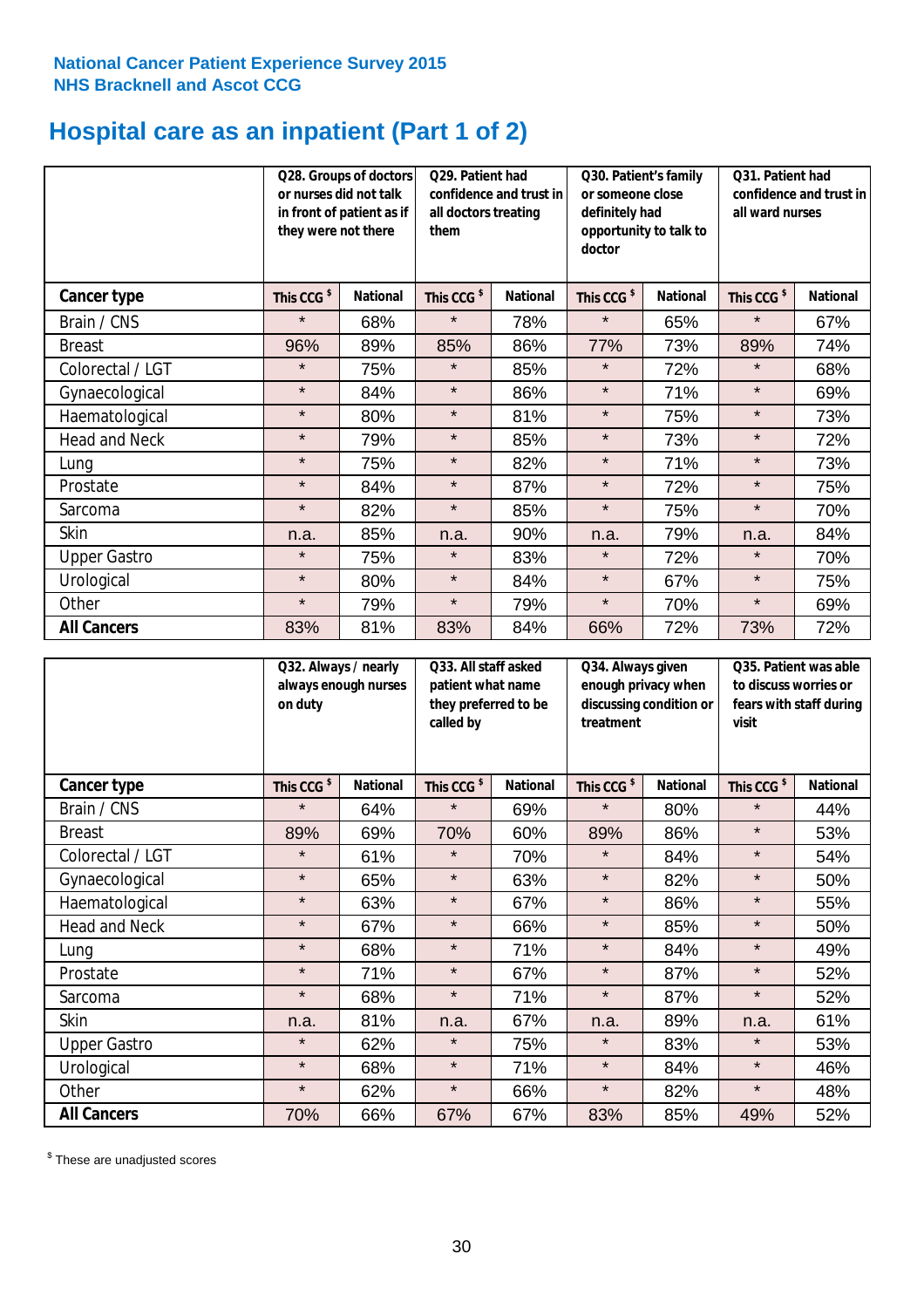**National Cancer Patient Experience Survey 2015**
**NHS Bracknell and Ascot CCG**

# Hospital care as an inpatient (Part 1 of 2)

| | Q28. Groups of doctors or nurses did not talk in front of patient as if they were not there | | Q29. Patient had confidence and trust in all doctors treating them | | Q30. Patient's family or someone close definitely had opportunity to talk to doctor | | Q31. Patient had confidence and trust in all ward nurses | |
|---|---|---|---|---|---|---|---|---|
| **Cancer type** | **This CCG $** | **National** | **This CCG $** | **National** | **This CCG $** | **National** | **This CCG $** | **National** |
| Brain / CNS | * | 68% | * | 78% | * | 65% | * | 67% |
| Breast | 96% | 89% | 85% | 86% | 77% | 73% | 89% | 74% |
| Colorectal / LGT | * | 75% | * | 85% | * | 72% | * | 68% |
| Gynaecological | * | 84% | * | 86% | * | 71% | * | 69% |
| Haematological | * | 80% | * | 81% | * | 75% | * | 73% |
| Head and Neck | * | 79% | * | 85% | * | 73% | * | 72% |
| Lung | * | 75% | * | 82% | * | 71% | * | 73% |
| Prostate | * | 84% | * | 87% | * | 72% | * | 75% |
| Sarcoma | * | 82% | * | 85% | * | 75% | * | 70% |
| Skin | n.a. | 85% | n.a. | 90% | n.a. | 79% | n.a. | 84% |
| Upper Gastro | * | 75% | * | 83% | * | 72% | * | 70% |
| Urological | * | 80% | * | 84% | * | 67% | * | 75% |
| Other | * | 79% | * | 79% | * | 70% | * | 69% |
| **All Cancers** | 83% | 81% | 83% | 84% | 66% | 72% | 73% | 72% |

| | Q32. Always / nearly always enough nurses on duty | | Q33. All staff asked patient what name they preferred to be called by | | Q34. Always given enough privacy when discussing condition or treatment | | Q35. Patient was able to discuss worries or fears with staff during visit | |
|---|---|---|---|---|---|---|---|---|
| **Cancer type** | **This CCG $** | **National** | **This CCG $** | **National** | **This CCG $** | **National** | **This CCG $** | **National** |
| Brain / CNS | * | 64% | * | 69% | * | 80% | * | 44% |
| Breast | 89% | 69% | 70% | 60% | 89% | 86% | * | 53% |
| Colorectal / LGT | * | 61% | * | 70% | * | 84% | * | 54% |
| Gynaecological | * | 65% | * | 63% | * | 82% | * | 50% |
| Haematological | * | 63% | * | 67% | * | 86% | * | 55% |
| Head and Neck | * | 67% | * | 66% | * | 85% | * | 50% |
| Lung | * | 68% | * | 71% | * | 84% | * | 49% |
| Prostate | * | 71% | * | 67% | * | 87% | * | 52% |
| Sarcoma | * | 68% | * | 71% | * | 87% | * | 52% |
| Skin | n.a. | 81% | n.a. | 67% | n.a. | 89% | n.a. | 61% |
| Upper Gastro | * | 62% | * | 75% | * | 83% | * | 53% |
| Urological | * | 68% | * | 71% | * | 84% | * | 46% |
| Other | * | 62% | * | 66% | * | 82% | * | 48% |
| **All Cancers** | 70% | 66% | 67% | 67% | 83% | 85% | 49% | 52% |

$ These are unadjusted scores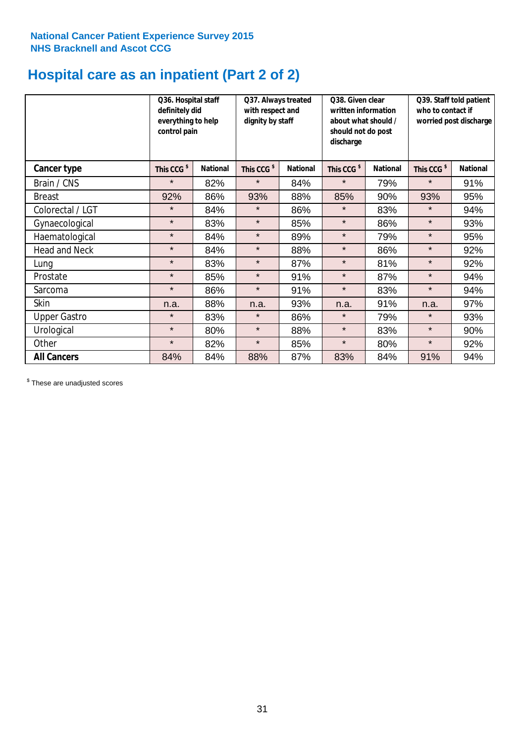**National Cancer Patient Experience Survey 2015**
**NHS Bracknell and Ascot CCG**

# Hospital care as an inpatient (Part 2 of 2)

| | Q36. Hospital staff definitely did everything to help control pain | | Q37. Always treated with respect and dignity by staff | | Q38. Given clear written information about what should / should not do post discharge | | Q39. Staff told patient who to contact if worried post discharge | |
|---|---|---|---|---|---|---|---|---|
| **Cancer type** | This CCG $ | National | This CCG $ | National | This CCG $ | National | This CCG $ | National |
| Brain / CNS | * | 82% | * | 84% | * | 79% | * | 91% |
| Breast | 92% | 86% | 93% | 88% | 85% | 90% | 93% | 95% |
| Colorectal / LGT | * | 84% | * | 86% | * | 83% | * | 94% |
| Gynaecological | * | 83% | * | 85% | * | 86% | * | 93% |
| Haematological | * | 84% | * | 89% | * | 79% | * | 95% |
| Head and Neck | * | 84% | * | 88% | * | 86% | * | 92% |
| Lung | * | 83% | * | 87% | * | 81% | * | 92% |
| Prostate | * | 85% | * | 91% | * | 87% | * | 94% |
| Sarcoma | * | 86% | * | 91% | * | 83% | * | 94% |
| Skin | n.a. | 88% | n.a. | 93% | n.a. | 91% | n.a. | 97% |
| Upper Gastro | * | 83% | * | 86% | * | 79% | * | 93% |
| Urological | * | 80% | * | 88% | * | 83% | * | 90% |
| Other | * | 82% | * | 85% | * | 80% | * | 92% |
| **All Cancers** | 84% | 84% | 88% | 87% | 83% | 84% | 91% | 94% |

$ These are unadjusted scores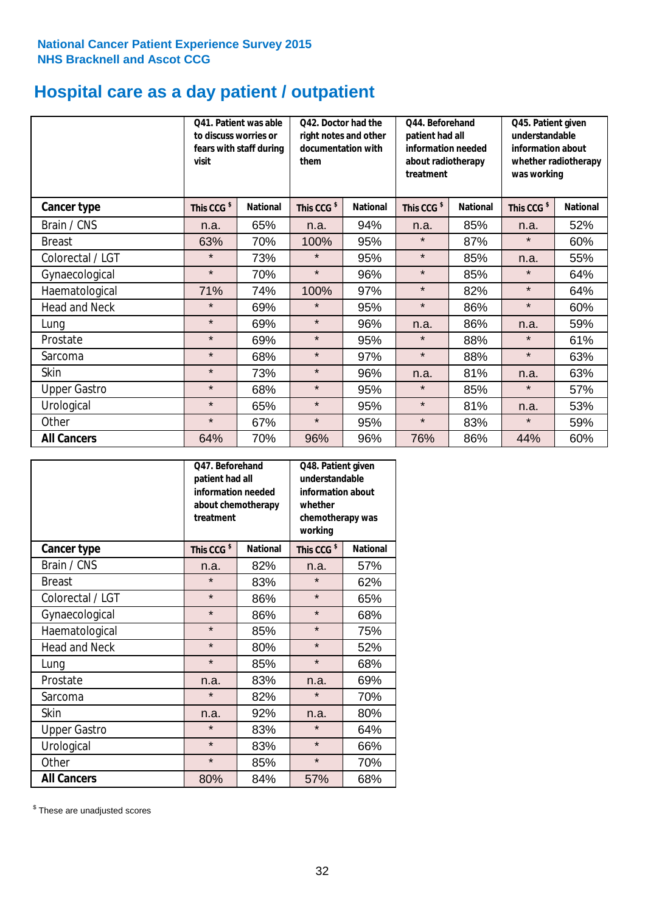National Cancer Patient Experience Survey 2015
NHS Bracknell and Ascot CCG

# Hospital care as a day patient / outpatient

| | Q41. Patient was able to discuss worries or fears with staff during visit | | Q42. Doctor had the right notes and other documentation with them | | Q44. Beforehand patient had all information needed about radiotherapy treatment | | Q45. Patient given understandable information about whether radiotherapy was working | |
|---|---|---|---|---|---|---|---|---|
| **Cancer type** | **This CCG $** | **National** | **This CCG $** | **National** | **This CCG $** | **National** | **This CCG $** | **National** |
| Brain / CNS | n.a. | 65% | n.a. | 94% | n.a. | 85% | n.a. | 52% |
| Breast | 63% | 70% | 100% | 95% | * | 87% | * | 60% |
| Colorectal / LGT | * | 73% | * | 95% | * | 85% | n.a. | 55% |
| Gynaecological | * | 70% | * | 96% | * | 85% | * | 64% |
| Haematological | 71% | 74% | 100% | 97% | * | 82% | * | 64% |
| Head and Neck | * | 69% | * | 95% | * | 86% | * | 60% |
| Lung | * | 69% | * | 96% | n.a. | 86% | n.a. | 59% |
| Prostate | * | 69% | * | 95% | * | 88% | * | 61% |
| Sarcoma | * | 68% | * | 97% | * | 88% | * | 63% |
| Skin | * | 73% | * | 96% | n.a. | 81% | n.a. | 63% |
| Upper Gastro | * | 68% | * | 95% | * | 85% | * | 57% |
| Urological | * | 65% | * | 95% | * | 81% | n.a. | 53% |
| Other | * | 67% | * | 95% | * | 83% | * | 59% |
| **All Cancers** | 64% | 70% | 96% | 96% | 76% | 86% | 44% | 60% |

| | Q47. Beforehand patient had all information needed about chemotherapy treatment | | Q48. Patient given understandable information about whether chemotherapy was working | |
|---|---|---|---|---|
| **Cancer type** | **This CCG $** | **National** | **This CCG $** | **National** |
| Brain / CNS | n.a. | 82% | n.a. | 57% |
| Breast | * | 83% | * | 62% |
| Colorectal / LGT | * | 86% | * | 65% |
| Gynaecological | * | 86% | * | 68% |
| Haematological | * | 85% | * | 75% |
| Head and Neck | * | 80% | * | 52% |
| Lung | * | 85% | * | 68% |
| Prostate | n.a. | 83% | n.a. | 69% |
| Sarcoma | * | 82% | * | 70% |
| Skin | n.a. | 92% | n.a. | 80% |
| Upper Gastro | * | 83% | * | 64% |
| Urological | * | 83% | * | 66% |
| Other | * | 85% | * | 70% |
| **All Cancers** | 80% | 84% | 57% | 68% |

$ These are unadjusted scores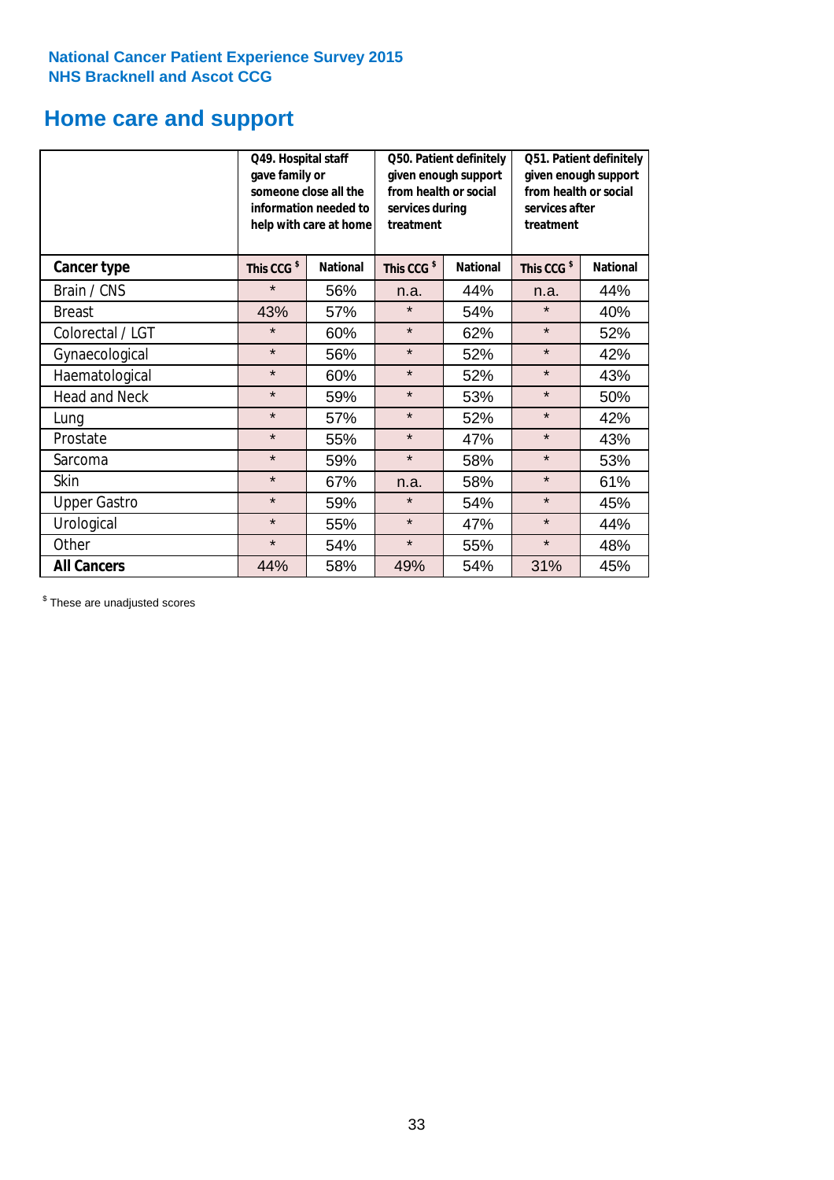National Cancer Patient Experience Survey 2015
NHS Bracknell and Ascot CCG

# Home care and support

| | Q49. Hospital staff gave family or someone close all the information needed to help with care at home | | Q50. Patient definitely given enough support from health or social services during treatment | | Q51. Patient definitely given enough support from health or social services after treatment | |
|---|---|---|---|---|---|---|
| **Cancer type** | **This CCG $** | **National** | **This CCG $** | **National** | **This CCG $** | **National** |
| Brain / CNS | * | 56% | n.a. | 44% | n.a. | 44% |
| Breast | 43% | 57% | * | 54% | * | 40% |
| Colorectal / LGT | * | 60% | * | 62% | * | 52% |
| Gynaecological | * | 56% | * | 52% | * | 42% |
| Haematological | * | 60% | * | 52% | * | 43% |
| Head and Neck | * | 59% | * | 53% | * | 50% |
| Lung | * | 57% | * | 52% | * | 42% |
| Prostate | * | 55% | * | 47% | * | 43% |
| Sarcoma | * | 59% | * | 58% | * | 53% |
| Skin | * | 67% | n.a. | 58% | * | 61% |
| Upper Gastro | * | 59% | * | 54% | * | 45% |
| Urological | * | 55% | * | 47% | * | 44% |
| Other | * | 54% | * | 55% | * | 48% |
| **All Cancers** | 44% | 58% | 49% | 54% | 31% | 45% |

$ These are unadjusted scores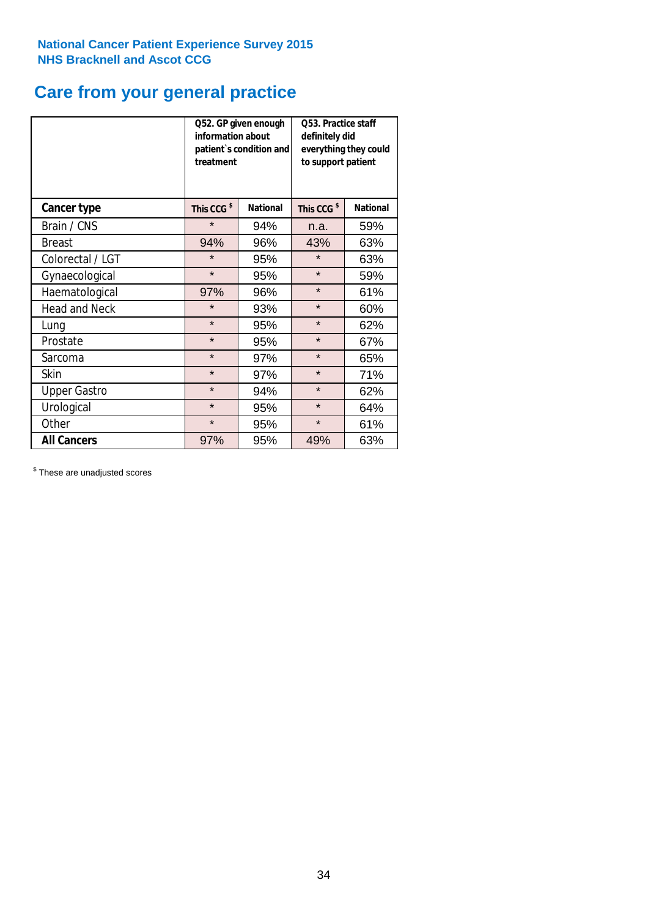**National Cancer Patient Experience Survey 2015**
**NHS Bracknell and Ascot CCG**

# Care from your general practice

| | Q52. GP given enough information about patient`s condition and treatment | | Q53. Practice staff definitely did everything they could to support patient | |
|---|---|---|---|---|
| **Cancer type** | **This CCG $** | **National** | **This CCG $** | **National** |
| Brain / CNS | * | 94% | n.a. | 59% |
| Breast | 94% | 96% | 43% | 63% |
| Colorectal / LGT | * | 95% | * | 63% |
| Gynaecological | * | 95% | * | 59% |
| Haematological | 97% | 96% | * | 61% |
| Head and Neck | * | 93% | * | 60% |
| Lung | * | 95% | * | 62% |
| Prostate | * | 95% | * | 67% |
| Sarcoma | * | 97% | * | 65% |
| Skin | * | 97% | * | 71% |
| Upper Gastro | * | 94% | * | 62% |
| Urological | * | 95% | * | 64% |
| Other | * | 95% | * | 61% |
| **All Cancers** | 97% | 95% | 49% | 63% |

$ These are unadjusted scores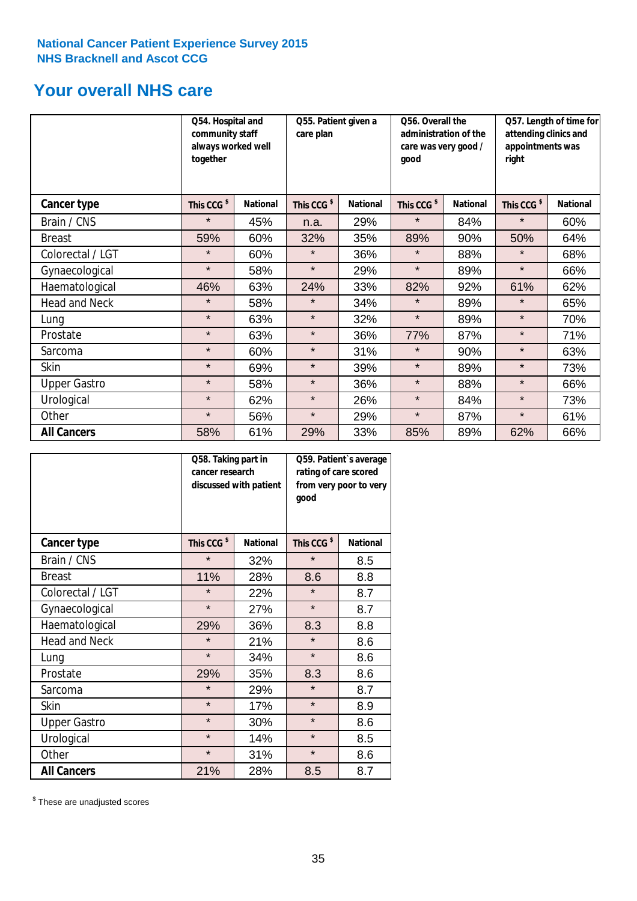National Cancer Patient Experience Survey 2015
NHS Bracknell and Ascot CCG

## Your overall NHS care

| | Q54. Hospital and community staff always worked well together | | Q55. Patient given a care plan | | Q56. Overall the administration of the care was very good / good | | Q57. Length of time for attending clinics and appointments was right | |
|---|---|---|---|---|---|---|---|---|
| **Cancer type** | **This CCG $** | **National** | **This CCG $** | **National** | **This CCG $** | **National** | **This CCG $** | **National** |
| Brain / CNS | * | 45% | n.a. | 29% | * | 84% | * | 60% |
| Breast | 59% | 60% | 32% | 35% | 89% | 90% | 50% | 64% |
| Colorectal / LGT | * | 60% | * | 36% | * | 88% | * | 68% |
| Gynaecological | * | 58% | * | 29% | * | 89% | * | 66% |
| Haematological | 46% | 63% | 24% | 33% | 82% | 92% | 61% | 62% |
| Head and Neck | * | 58% | * | 34% | * | 89% | * | 65% |
| Lung | * | 63% | * | 32% | * | 89% | * | 70% |
| Prostate | * | 63% | * | 36% | 77% | 87% | * | 71% |
| Sarcoma | * | 60% | * | 31% | * | 90% | * | 63% |
| Skin | * | 69% | * | 39% | * | 89% | * | 73% |
| Upper Gastro | * | 58% | * | 36% | * | 88% | * | 66% |
| Urological | * | 62% | * | 26% | * | 84% | * | 73% |
| Other | * | 56% | * | 29% | * | 87% | * | 61% |
| **All Cancers** | 58% | 61% | 29% | 33% | 85% | 89% | 62% | 66% |

| | Q58. Taking part in cancer research discussed with patient | | Q59. Patient`s average rating of care scored from very poor to very good | |
|---|---|---|---|---|
| **Cancer type** | **This CCG $** | **National** | **This CCG $** | **National** |
| Brain / CNS | * | 32% | * | 8.5 |
| Breast | 11% | 28% | 8.6 | 8.8 |
| Colorectal / LGT | * | 22% | * | 8.7 |
| Gynaecological | * | 27% | * | 8.7 |
| Haematological | 29% | 36% | 8.3 | 8.8 |
| Head and Neck | * | 21% | * | 8.6 |
| Lung | * | 34% | * | 8.6 |
| Prostate | 29% | 35% | 8.3 | 8.6 |
| Sarcoma | * | 29% | * | 8.7 |
| Skin | * | 17% | * | 8.9 |
| Upper Gastro | * | 30% | * | 8.6 |
| Urological | * | 14% | * | 8.5 |
| Other | * | 31% | * | 8.6 |
| **All Cancers** | 21% | 28% | 8.5 | 8.7 |

$ These are unadjusted scores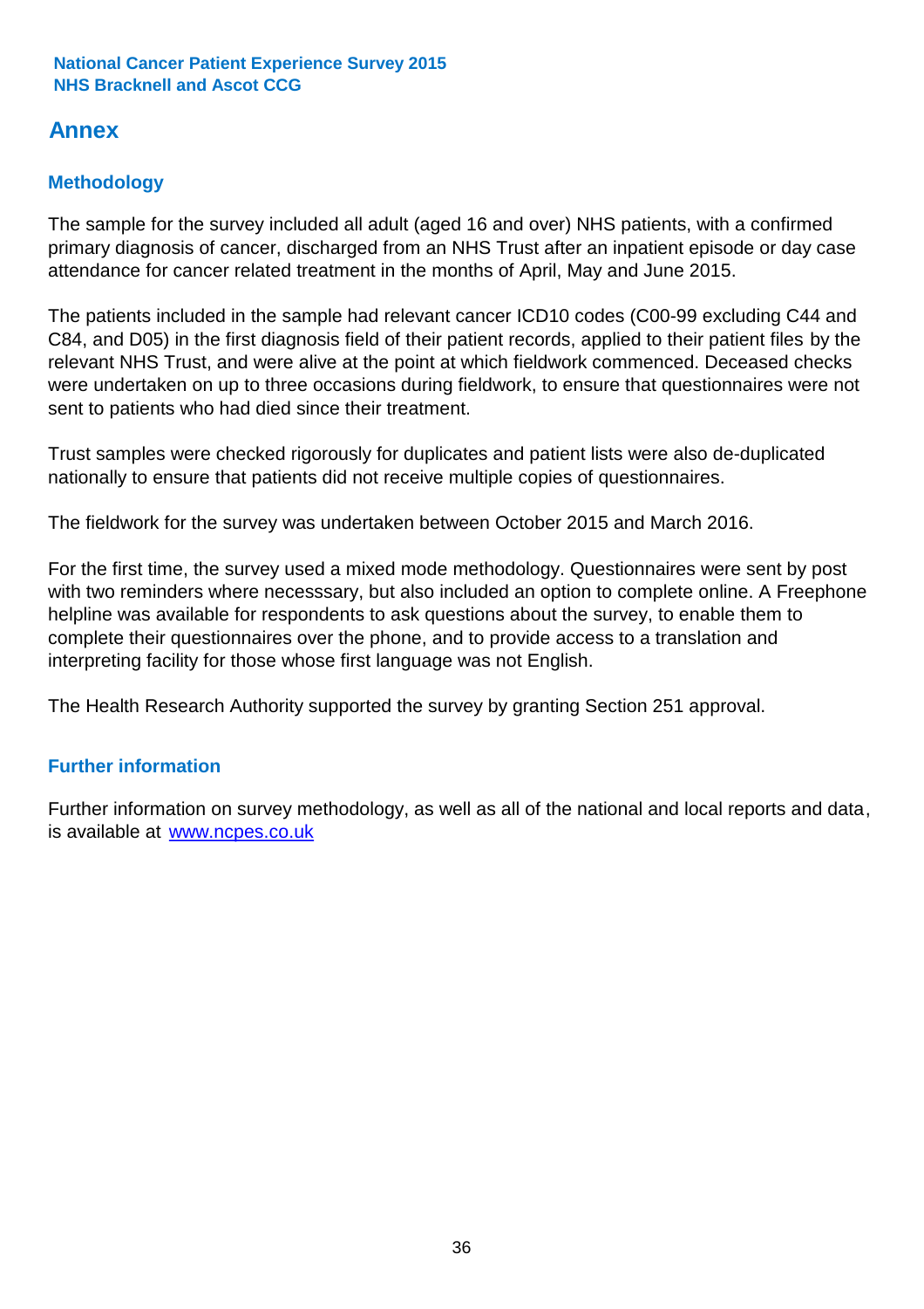## Annex

### Methodology

The sample for the survey included all adult (aged 16 and over) NHS patients, with a confirmed primary diagnosis of cancer, discharged from an NHS Trust after an inpatient episode or day case attendance for cancer related treatment in the months of April, May and June 2015.

The patients included in the sample had relevant cancer ICD10 codes (C00-99 excluding C44 and C84, and D05) in the first diagnosis field of their patient records, applied to their patient files by the relevant NHS Trust, and were alive at the point at which fieldwork commenced. Deceased checks were undertaken on up to three occasions during fieldwork, to ensure that questionnaires were not sent to patients who had died since their treatment.

Trust samples were checked rigorously for duplicates and patient lists were also de-duplicated nationally to ensure that patients did not receive multiple copies of questionnaires.

The fieldwork for the survey was undertaken between October 2015 and March 2016.

For the first time, the survey used a mixed mode methodology. Questionnaires were sent by post with two reminders where necesssary, but also included an option to complete online. A Freephone helpline was available for respondents to ask questions about the survey, to enable them to complete their questionnaires over the phone, and to provide access to a translation and interpreting facility for those whose first language was not English.

The Health Research Authority supported the survey by granting Section 251 approval.

### Further information

Further information on survey methodology, as well as all of the national and local reports and data, is available at [www.ncpes.co.uk](http://www.ncpes.co.uk)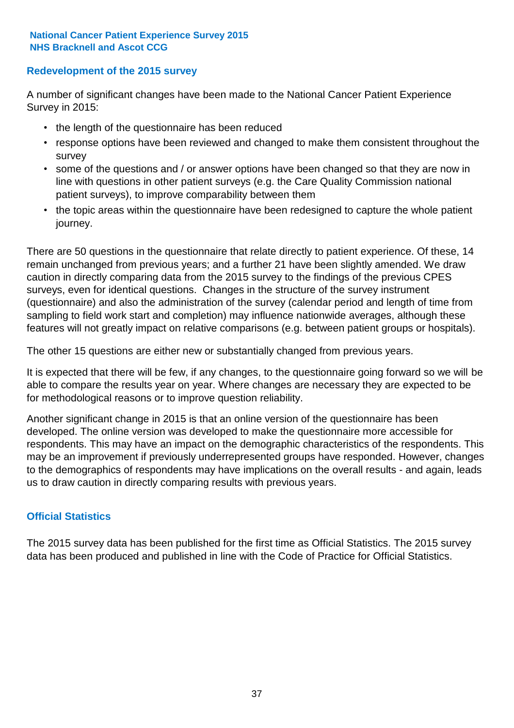## Redevelopment of the 2015 survey

A number of significant changes have been made to the National Cancer Patient Experience Survey in 2015:

- the length of the questionnaire has been reduced
- response options have been reviewed and changed to make them consistent throughout the survey
- some of the questions and / or answer options have been changed so that they are now in line with questions in other patient surveys (e.g. the Care Quality Commission national patient surveys), to improve comparability between them
- the topic areas within the questionnaire have been redesigned to capture the whole patient journey.

There are 50 questions in the questionnaire that relate directly to patient experience. Of these, 14 remain unchanged from previous years; and a further 21 have been slightly amended. We draw caution in directly comparing data from the 2015 survey to the findings of the previous CPES surveys, even for identical questions. Changes in the structure of the survey instrument (questionnaire) and also the administration of the survey (calendar period and length of time from sampling to field work start and completion) may influence nationwide averages, although these features will not greatly impact on relative comparisons (e.g. between patient groups or hospitals).

The other 15 questions are either new or substantially changed from previous years.

It is expected that there will be few, if any changes, to the questionnaire going forward so we will be able to compare the results year on year. Where changes are necessary they are expected to be for methodological reasons or to improve question reliability.

Another significant change in 2015 is that an online version of the questionnaire has been developed. The online version was developed to make the questionnaire more accessible for respondents. This may have an impact on the demographic characteristics of the respondents. This may be an improvement if previously underrepresented groups have responded. However, changes to the demographics of respondents may have implications on the overall results - and again, leads us to draw caution in directly comparing results with previous years.

## Official Statistics

The 2015 survey data has been published for the first time as Official Statistics. The 2015 survey data has been produced and published in line with the Code of Practice for Official Statistics.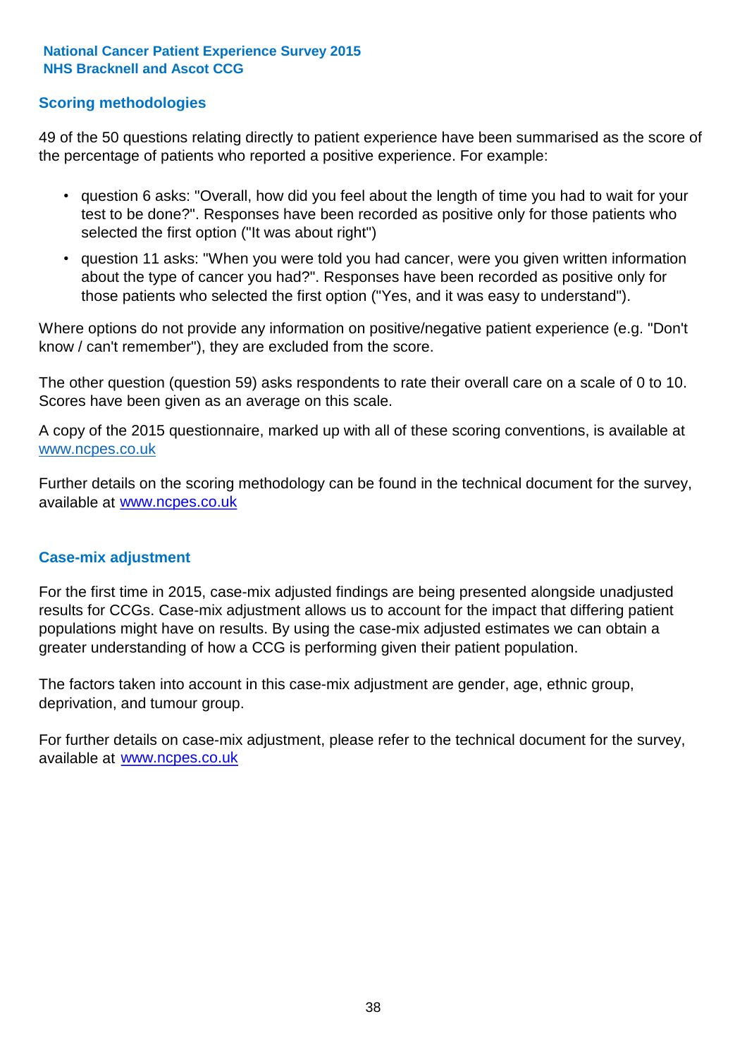## Scoring methodologies

49 of the 50 questions relating directly to patient experience have been summarised as the score of the percentage of patients who reported a positive experience. For example:

- question 6 asks: "Overall, how did you feel about the length of time you had to wait for your test to be done?". Responses have been recorded as positive only for those patients who selected the first option ("It was about right")
- question 11 asks: "When you were told you had cancer, were you given written information about the type of cancer you had?". Responses have been recorded as positive only for those patients who selected the first option ("Yes, and it was easy to understand").

Where options do not provide any information on positive/negative patient experience (e.g. "Don't know / can't remember"), they are excluded from the score.

The other question (question 59) asks respondents to rate their overall care on a scale of 0 to 10. Scores have been given as an average on this scale.

A copy of the 2015 questionnaire, marked up with all of these scoring conventions, is available at www.ncpes.co.uk

Further details on the scoring methodology can be found in the technical document for the survey, available at www.ncpes.co.uk

## Case-mix adjustment

For the first time in 2015, case-mix adjusted findings are being presented alongside unadjusted results for CCGs. Case-mix adjustment allows us to account for the impact that differing patient populations might have on results. By using the case-mix adjusted estimates we can obtain a greater understanding of how a CCG is performing given their patient population.

The factors taken into account in this case-mix adjustment are gender, age, ethnic group, deprivation, and tumour group.

For further details on case-mix adjustment, please refer to the technical document for the survey, available at www.ncpes.co.uk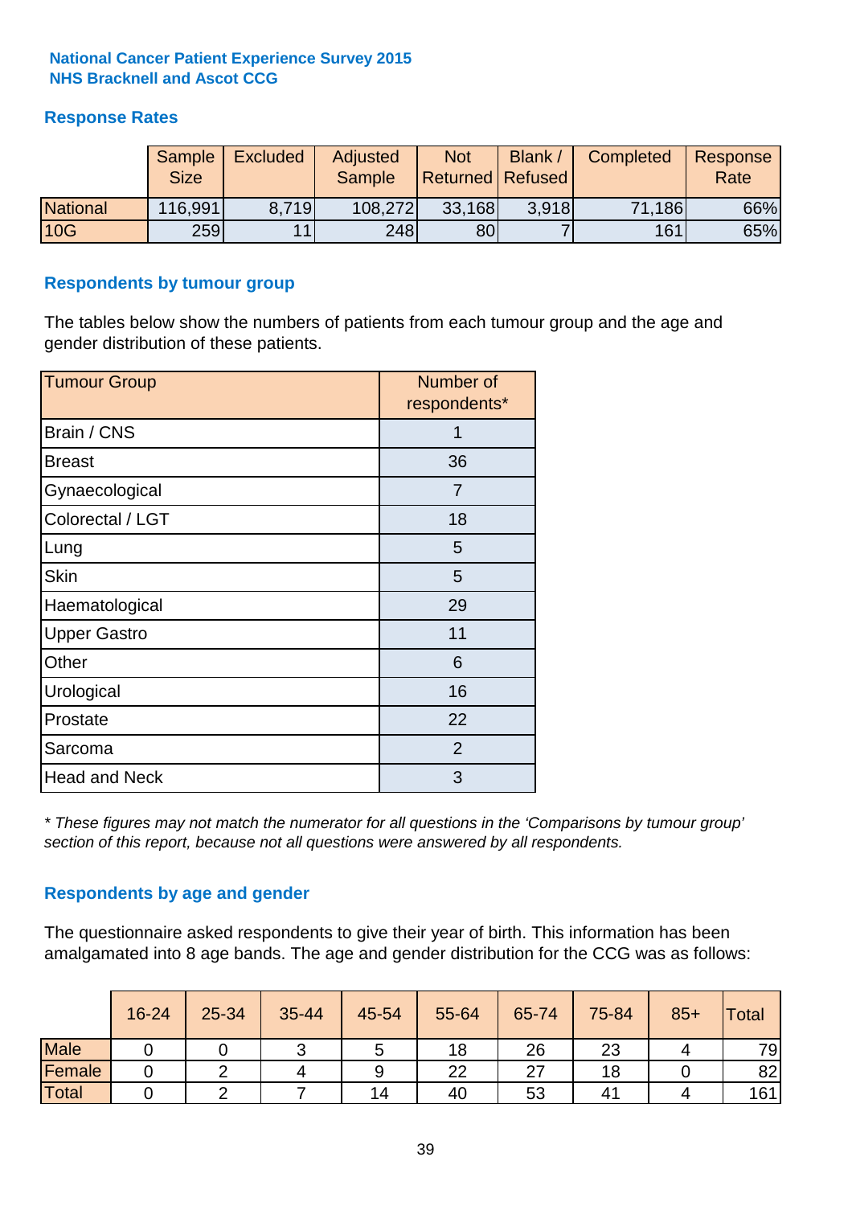**National Cancer Patient Experience Survey 2015**
**NHS Bracknell and Ascot CCG**

## Response Rates

| | Sample Size | Excluded | Adjusted Sample | Not Returned | Blank / Refused | Completed | Response Rate |
|---|---|---|---|---|---|---|---|
| National | 116,991 | 8,719 | 108,272 | 33,168 | 3,918 | 71,186 | 66% |
| 10G | 259 | 11 | 248 | 80 | 7 | 161 | 65% |

## Respondents by tumour group

The tables below show the numbers of patients from each tumour group and the age and gender distribution of these patients.

| Tumour Group | Number of respondents* |
|---|---|
| Brain / CNS | 1 |
| Breast | 36 |
| Gynaecological | 7 |
| Colorectal / LGT | 18 |
| Lung | 5 |
| Skin | 5 |
| Haematological | 29 |
| Upper Gastro | 11 |
| Other | 6 |
| Urological | 16 |
| Prostate | 22 |
| Sarcoma | 2 |
| Head and Neck | 3 |

*\* These figures may not match the numerator for all questions in the 'Comparisons by tumour group' section of this report, because not all questions were answered by all respondents.*

## Respondents by age and gender

The questionnaire asked respondents to give their year of birth. This information has been amalgamated into 8 age bands. The age and gender distribution for the CCG was as follows:

| | 16-24 | 25-34 | 35-44 | 45-54 | 55-64 | 65-74 | 75-84 | 85+ | Total |
|---|---|---|---|---|---|---|---|---|---|
| Male | 0 | 0 | 3 | 5 | 18 | 26 | 23 | 4 | 79 |
| Female | 0 | 2 | 4 | 9 | 22 | 27 | 18 | 0 | 82 |
| Total | 0 | 2 | 7 | 14 | 40 | 53 | 41 | 4 | 161 |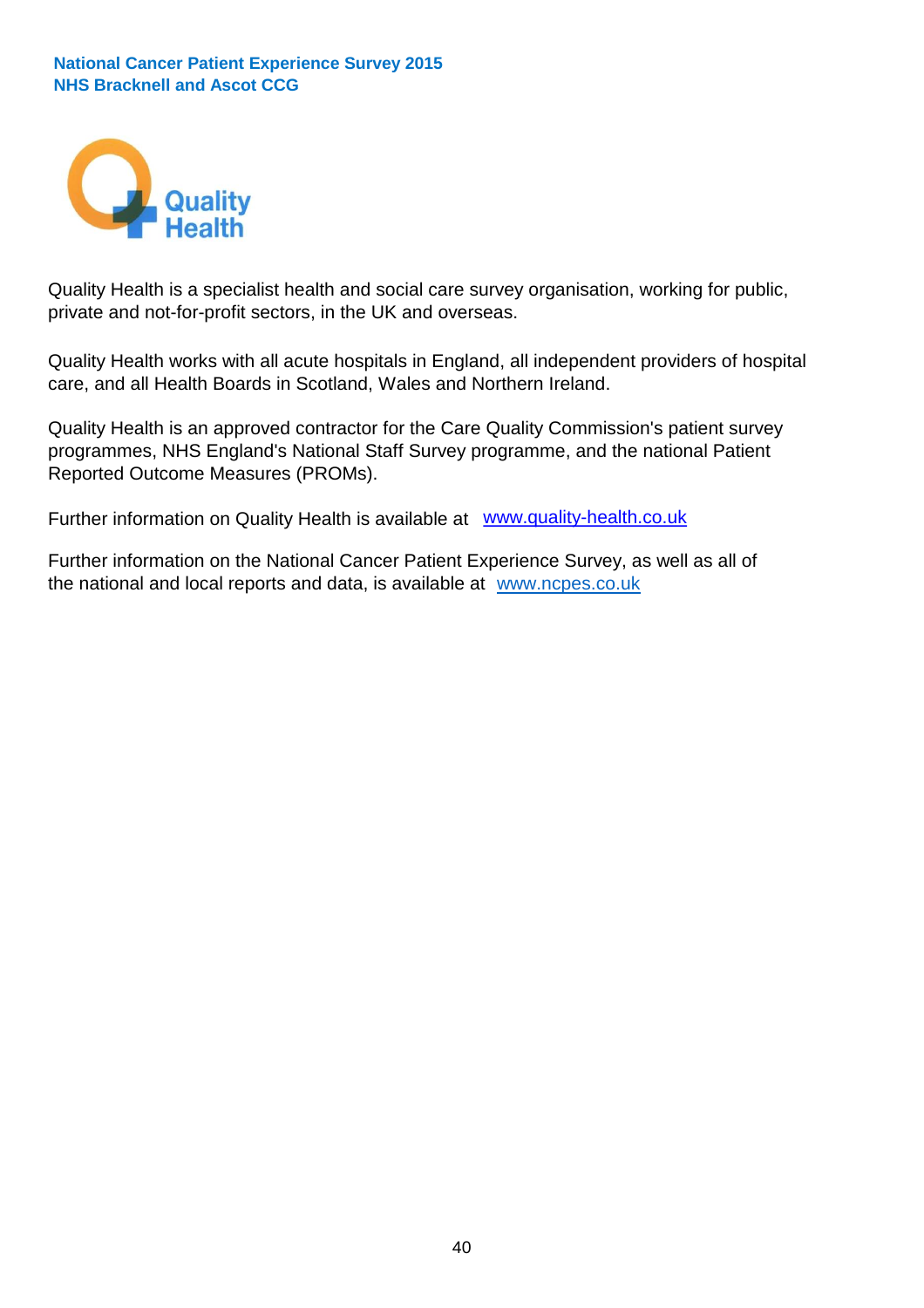Quality Health

Quality Health is a specialist health and social care survey organisation, working for public, private and not-for-profit sectors, in the UK and overseas.

Quality Health works with all acute hospitals in England, all independent providers of hospital care, and all Health Boards in Scotland, Wales and Northern Ireland.

Quality Health is an approved contractor for the Care Quality Commission's patient survey programmes, NHS England's National Staff Survey programme, and the national Patient Reported Outcome Measures (PROMs).

Further information on Quality Health is available at [www.quality-health.co.uk](http://www.quality-health.co.uk)

Further information on the National Cancer Patient Experience Survey, as well as all of the national and local reports and data, is available at [www.ncpes.co.uk](http://www.ncpes.co.uk)